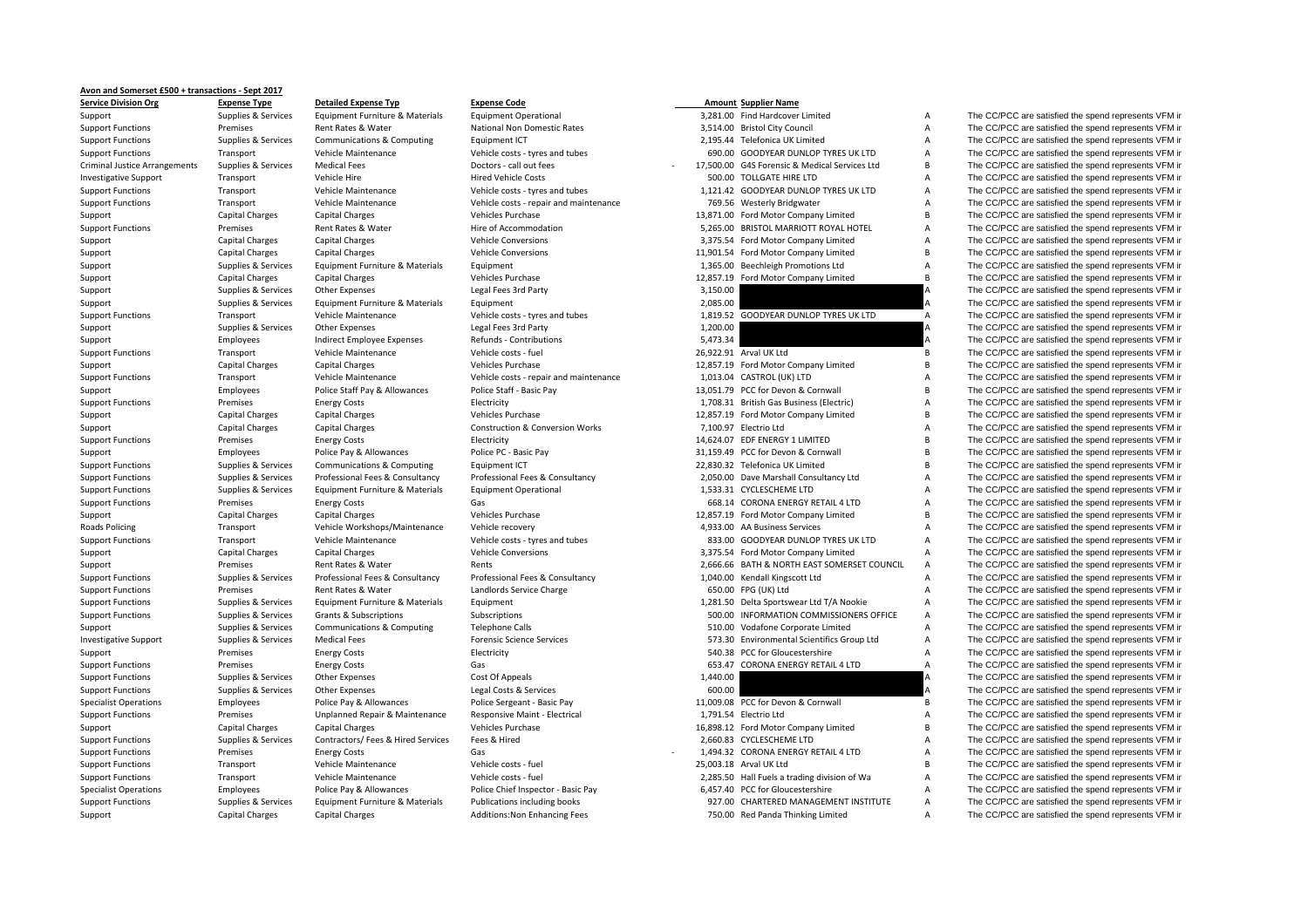**Avon and Somerset £500 + transactions - Sept 2017**

| Service Division Org | Expense Type | Detailed Expense Typ | Expense Code | Amount | Supplier Name | | |
|---|---|---|---|---|---|---|---|
| Support | Supplies & Services | Equipment Furniture & Materials | Equipment Operational | 3,281.00 | Find Hardcover Limited | A | The CC/PCC are satisfied the spend represents VFM ir |
| Support Functions | Premises | Rent Rates & Water | National Non Domestic Rates | 3,514.00 | Bristol City Council | A | The CC/PCC are satisfied the spend represents VFM ir |
| Support Functions | Supplies & Services | Communications & Computing | Equipment ICT | 2,195.44 | Telefonica UK Limited | A | The CC/PCC are satisfied the spend represents VFM ir |
| Support Functions | Transport | Vehicle Maintenance | Vehicle costs - tyres and tubes | 690.00 | GOODYEAR DUNLOP TYRES UK LTD | A | The CC/PCC are satisfied the spend represents VFM ir |
| Criminal Justice Arrangements | Supplies & Services | Medical Fees | Doctors - call out fees | - 17,500.00 | G4S Forensic & Medical Services Ltd | B | The CC/PCC are satisfied the spend represents VFM ir |
| Investigative Support | Transport | Vehicle Hire | Hired Vehicle Costs | 500.00 | TOLLGATE HIRE LTD | A | The CC/PCC are satisfied the spend represents VFM ir |
| Support Functions | Transport | Vehicle Maintenance | Vehicle costs - tyres and tubes | 1,121.42 | GOODYEAR DUNLOP TYRES UK LTD | A | The CC/PCC are satisfied the spend represents VFM ir |
| Support Functions | Transport | Vehicle Maintenance | Vehicle costs - repair and maintenance | 769.56 | Westerly Bridgwater | A | The CC/PCC are satisfied the spend represents VFM ir |
| Support | Capital Charges | Capital Charges | Vehicles Purchase | 13,871.00 | Ford Motor Company Limited | B | The CC/PCC are satisfied the spend represents VFM ir |
| Support Functions | Premises | Rent Rates & Water | Hire of Accommodation | 5,265.00 | BRISTOL MARRIOTT ROYAL HOTEL | A | The CC/PCC are satisfied the spend represents VFM ir |
| Support | Capital Charges | Capital Charges | Vehicle Conversions | 3,375.54 | Ford Motor Company Limited | A | The CC/PCC are satisfied the spend represents VFM ir |
| Support | Capital Charges | Capital Charges | Vehicle Conversions | 11,901.54 | Ford Motor Company Limited | B | The CC/PCC are satisfied the spend represents VFM ir |
| Support | Supplies & Services | Equipment Furniture & Materials | Equipment | 1,365.00 | Beechleigh Promotions Ltd | A | The CC/PCC are satisfied the spend represents VFM ir |
| Support | Capital Charges | Capital Charges | Vehicles Purchase | 12,857.19 | Ford Motor Company Limited | B | The CC/PCC are satisfied the spend represents VFM ir |
| Support | Supplies & Services | Other Expenses | Legal Fees 3rd Party | 3,150.00 | | A | The CC/PCC are satisfied the spend represents VFM ir |
| Support | Supplies & Services | Equipment Furniture & Materials | Equipment | 2,085.00 | | A | The CC/PCC are satisfied the spend represents VFM ir |
| Support Functions | Transport | Vehicle Maintenance | Vehicle costs - tyres and tubes | 1,819.52 | GOODYEAR DUNLOP TYRES UK LTD | A | The CC/PCC are satisfied the spend represents VFM ir |
| Support | Supplies & Services | Other Expenses | Legal Fees 3rd Party | 1,200.00 | | A | The CC/PCC are satisfied the spend represents VFM ir |
| Support | Employees | Indirect Employee Expenses | Refunds - Contributions | 5,473.34 | | A | The CC/PCC are satisfied the spend represents VFM ir |
| Support Functions | Transport | Vehicle Maintenance | Vehicle costs - fuel | 26,922.91 | Arval UK Ltd | B | The CC/PCC are satisfied the spend represents VFM ir |
| Support | Capital Charges | Capital Charges | Vehicles Purchase | 12,857.19 | Ford Motor Company Limited | B | The CC/PCC are satisfied the spend represents VFM ir |
| Support Functions | Transport | Vehicle Maintenance | Vehicle costs - repair and maintenance | 1,013.04 | CASTROL (UK) LTD | A | The CC/PCC are satisfied the spend represents VFM ir |
| Support | Employees | Police Staff Pay & Allowances | Police Staff - Basic Pay | 13,051.79 | PCC for Devon & Cornwall | B | The CC/PCC are satisfied the spend represents VFM ir |
| Support Functions | Premises | Energy Costs | Electricity | 1,708.31 | British Gas Business (Electric) | A | The CC/PCC are satisfied the spend represents VFM ir |
| Support | Capital Charges | Capital Charges | Vehicles Purchase | 12,857.19 | Ford Motor Company Limited | B | The CC/PCC are satisfied the spend represents VFM ir |
| Support | Capital Charges | Capital Charges | Construction & Conversion Works | 7,100.97 | Electrio Ltd | A | The CC/PCC are satisfied the spend represents VFM ir |
| Support Functions | Premises | Energy Costs | Electricity | 14,624.07 | EDF ENERGY 1 LIMITED | B | The CC/PCC are satisfied the spend represents VFM ir |
| Support | Employees | Police Pay & Allowances | Police PC - Basic Pay | 31,159.49 | PCC for Devon & Cornwall | B | The CC/PCC are satisfied the spend represents VFM ir |
| Support Functions | Supplies & Services | Communications & Computing | Equipment ICT | 22,830.32 | Telefonica UK Limited | B | The CC/PCC are satisfied the spend represents VFM ir |
| Support Functions | Supplies & Services | Professional Fees & Consultancy | Professional Fees & Consultancy | 2,050.00 | Dave Marshall Consultancy Ltd | A | The CC/PCC are satisfied the spend represents VFM ir |
| Support Functions | Supplies & Services | Equipment Furniture & Materials | Equipment Operational | 1,533.31 | CYCLESCHEME LTD | A | The CC/PCC are satisfied the spend represents VFM ir |
| Support Functions | Premises | Energy Costs | Gas | 668.14 | CORONA ENERGY RETAIL 4 LTD | A | The CC/PCC are satisfied the spend represents VFM ir |
| Support | Capital Charges | Capital Charges | Vehicles Purchase | 12,857.19 | Ford Motor Company Limited | B | The CC/PCC are satisfied the spend represents VFM ir |
| Roads Policing | Transport | Vehicle Workshops/Maintenance | Vehicle recovery | 4,933.00 | AA Business Services | A | The CC/PCC are satisfied the spend represents VFM ir |
| Support Functions | Transport | Vehicle Maintenance | Vehicle costs - tyres and tubes | 833.00 | GOODYEAR DUNLOP TYRES UK LTD | A | The CC/PCC are satisfied the spend represents VFM ir |
| Support | Capital Charges | Capital Charges | Vehicle Conversions | 3,375.54 | Ford Motor Company Limited | A | The CC/PCC are satisfied the spend represents VFM ir |
| Support | Premises | Rent Rates & Water | Rents | 2,666.66 | BATH & NORTH EAST SOMERSET COUNCIL | A | The CC/PCC are satisfied the spend represents VFM ir |
| Support Functions | Supplies & Services | Professional Fees & Consultancy | Professional Fees & Consultancy | 1,040.00 | Kendall Kingscott Ltd | A | The CC/PCC are satisfied the spend represents VFM ir |
| Support Functions | Premises | Rent Rates & Water | Landlords Service Charge | 650.00 | FPG (UK) Ltd | A | The CC/PCC are satisfied the spend represents VFM ir |
| Support Functions | Supplies & Services | Equipment Furniture & Materials | Equipment | 1,281.50 | Delta Sportswear Ltd T/A Nookie | A | The CC/PCC are satisfied the spend represents VFM ir |
| Support Functions | Supplies & Services | Grants & Subscriptions | Subscriptions | 500.00 | INFORMATION COMMISSIONERS OFFICE | A | The CC/PCC are satisfied the spend represents VFM ir |
| Support | Supplies & Services | Communications & Computing | Telephone Calls | 510.00 | Vodafone Corporate Limited | A | The CC/PCC are satisfied the spend represents VFM ir |
| Investigative Support | Supplies & Services | Medical Fees | Forensic Science Services | 573.30 | Environmental Scientifics Group Ltd | A | The CC/PCC are satisfied the spend represents VFM ir |
| Support | Premises | Energy Costs | Electricity | 540.38 | PCC for Gloucestershire | A | The CC/PCC are satisfied the spend represents VFM ir |
| Support Functions | Premises | Energy Costs | Gas | 653.47 | CORONA ENERGY RETAIL 4 LTD | A | The CC/PCC are satisfied the spend represents VFM ir |
| Support Functions | Supplies & Services | Other Expenses | Cost Of Appeals | 1,440.00 | | A | The CC/PCC are satisfied the spend represents VFM ir |
| Support Functions | Supplies & Services | Other Expenses | Legal Costs & Services | 600.00 | | A | The CC/PCC are satisfied the spend represents VFM ir |
| Specialist Operations | Employees | Police Pay & Allowances | Police Sergeant - Basic Pay | 11,009.08 | PCC for Devon & Cornwall | B | The CC/PCC are satisfied the spend represents VFM ir |
| Support Functions | Premises | Unplanned Repair & Maintenance | Responsive Maint - Electrical | 1,791.54 | Electrio Ltd | A | The CC/PCC are satisfied the spend represents VFM ir |
| Support | Capital Charges | Capital Charges | Vehicles Purchase | 16,898.12 | Ford Motor Company Limited | B | The CC/PCC are satisfied the spend represents VFM ir |
| Support Functions | Supplies & Services | Contractors/ Fees & Hired Services | Fees & Hired | 2,660.83 | CYCLESCHEME LTD | A | The CC/PCC are satisfied the spend represents VFM ir |
| Support Functions | Premises | Energy Costs | Gas | - 1,494.32 | CORONA ENERGY RETAIL 4 LTD | A | The CC/PCC are satisfied the spend represents VFM ir |
| Support Functions | Transport | Vehicle Maintenance | Vehicle costs - fuel | 25,003.18 | Arval UK Ltd | B | The CC/PCC are satisfied the spend represents VFM ir |
| Support Functions | Transport | Vehicle Maintenance | Vehicle costs - fuel | 2,285.50 | Hall Fuels a trading division of Wa | A | The CC/PCC are satisfied the spend represents VFM ir |
| Specialist Operations | Employees | Police Pay & Allowances | Police Chief Inspector - Basic Pay | 6,457.40 | PCC for Gloucestershire | A | The CC/PCC are satisfied the spend represents VFM ir |
| Support Functions | Supplies & Services | Equipment Furniture & Materials | Publications including books | 927.00 | CHARTERED MANAGEMENT INSTITUTE | A | The CC/PCC are satisfied the spend represents VFM ir |
| Support | Capital Charges | Capital Charges | Additions:Non Enhancing Fees | 750.00 | Red Panda Thinking Limited | A | The CC/PCC are satisfied the spend represents VFM ir |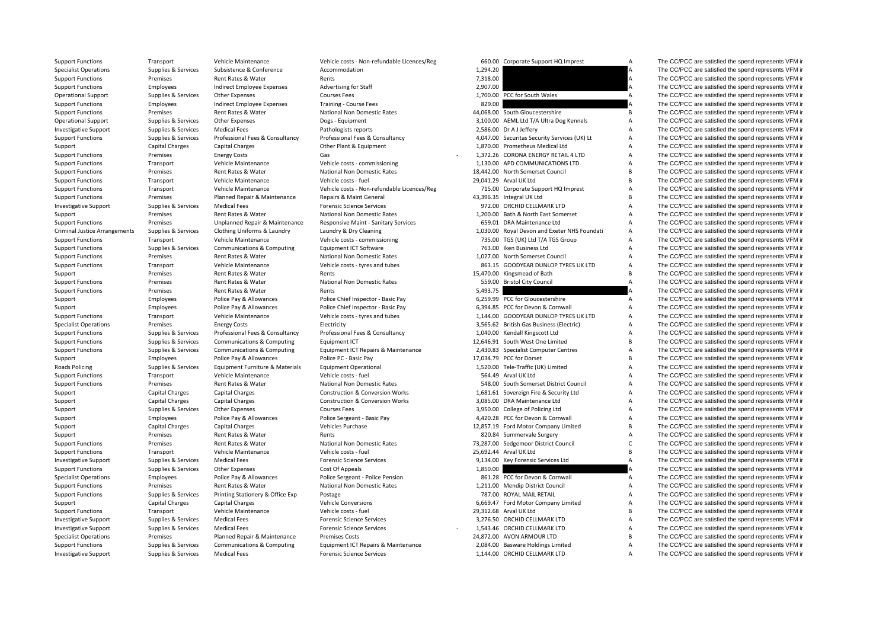| | | | | | | | |
|---|---|---|---|---|---|---|---|
| Support Functions | Transport | Vehicle Maintenance | Vehicle costs - Non-refundable Licences/Reg | 660.00 | Corporate Support HQ Imprest | A | The CC/PCC are satisfied the spend represents VFM ir |
| Specialist Operations | Supplies & Services | Subsistence & Conference | Accommodation | 1,294.20 | | A | The CC/PCC are satisfied the spend represents VFM ir |
| Support Functions | Premises | Rent Rates & Water | Rents | 7,318.00 | | A | The CC/PCC are satisfied the spend represents VFM ir |
| Support Functions | Employees | Indirect Employee Expenses | Advertising for Staff | 2,907.00 | | A | The CC/PCC are satisfied the spend represents VFM ir |
| Operational Support | Supplies & Services | Other Expenses | Courses Fees | 1,700.00 | PCC for South Wales | A | The CC/PCC are satisfied the spend represents VFM ir |
| Support Functions | Employees | Indirect Employee Expenses | Training - Course Fees | 829.00 | | A | The CC/PCC are satisfied the spend represents VFM ir |
| Support Functions | Premises | Rent Rates & Water | National Non Domestic Rates | 44,068.00 | South Gloucestershire | B | The CC/PCC are satisfied the spend represents VFM ir |
| Operational Support | Supplies & Services | Other Expenses | Dogs - Equipment | 3,100.00 | AEML Ltd T/A Ultra Dog Kennels | A | The CC/PCC are satisfied the spend represents VFM ir |
| Investigative Support | Supplies & Services | Medical Fees | Pathologists reports | 2,586.00 | Dr A J Jeffery | A | The CC/PCC are satisfied the spend represents VFM ir |
| Support Functions | Supplies & Services | Professional Fees & Consultancy | Professional Fees & Consultancy | 4,047.00 | Securitas Security Services (UK) Lt | A | The CC/PCC are satisfied the spend represents VFM ir |
| Support | Capital Charges | Capital Charges | Other Plant & Equipment | 1,870.00 | Prometheus Medical Ltd | A | The CC/PCC are satisfied the spend represents VFM ir |
| Support Functions | Premises | Energy Costs | Gas | - 1,372.26 | CORONA ENERGY RETAIL 4 LTD | A | The CC/PCC are satisfied the spend represents VFM ir |
| Support Functions | Transport | Vehicle Maintenance | Vehicle costs - commissioning | 1,130.00 | APD COMMUNICATIONS LTD | A | The CC/PCC are satisfied the spend represents VFM ir |
| Support Functions | Premises | Rent Rates & Water | National Non Domestic Rates | 18,442.00 | North Somerset Council | B | The CC/PCC are satisfied the spend represents VFM ir |
| Support Functions | Transport | Vehicle Maintenance | Vehicle costs - fuel | 29,041.29 | Arval UK Ltd | B | The CC/PCC are satisfied the spend represents VFM ir |
| Support Functions | Transport | Vehicle Maintenance | Vehicle costs - Non-refundable Licences/Reg | 715.00 | Corporate Support HQ Imprest | A | The CC/PCC are satisfied the spend represents VFM ir |
| Support Functions | Premises | Planned Repair & Maintenance | Repairs & Maint General | 43,396.35 | Integral UK Ltd | B | The CC/PCC are satisfied the spend represents VFM ir |
| Investigative Support | Supplies & Services | Medical Fees | Forensic Science Services | 972.00 | ORCHID CELLMARK LTD | A | The CC/PCC are satisfied the spend represents VFM ir |
| Support | Premises | Rent Rates & Water | National Non Domestic Rates | 1,200.00 | Bath & North East Somerset | A | The CC/PCC are satisfied the spend represents VFM ir |
| Support Functions | Premises | Unplanned Repair & Maintenance | Responsive Maint - Sanitary Services | 659.01 | DRA Maintenance Ltd | A | The CC/PCC are satisfied the spend represents VFM ir |
| Criminal Justice Arrangements | Supplies & Services | Clothing Uniforms & Laundry | Laundry & Dry Cleaning | 1,030.00 | Royal Devon and Exeter NHS Foundati | A | The CC/PCC are satisfied the spend represents VFM ir |
| Support Functions | Transport | Vehicle Maintenance | Vehicle costs - commissioning | 735.00 | TGS (UK) Ltd T/A TGS Group | A | The CC/PCC are satisfied the spend represents VFM ir |
| Support Functions | Supplies & Services | Communications & Computing | Equipment ICT Software | 763.00 | Iken Business Ltd | A | The CC/PCC are satisfied the spend represents VFM ir |
| Support Functions | Premises | Rent Rates & Water | National Non Domestic Rates | 1,027.00 | North Somerset Council | A | The CC/PCC are satisfied the spend represents VFM ir |
| Support Functions | Transport | Vehicle Maintenance | Vehicle costs - tyres and tubes | 863.15 | GOODYEAR DUNLOP TYRES UK LTD | A | The CC/PCC are satisfied the spend represents VFM ir |
| Support | Premises | Rent Rates & Water | Rents | 15,470.00 | Kingsmead of Bath | B | The CC/PCC are satisfied the spend represents VFM ir |
| Support Functions | Premises | Rent Rates & Water | National Non Domestic Rates | 559.00 | Bristol City Council | A | The CC/PCC are satisfied the spend represents VFM ir |
| Support Functions | Premises | Rent Rates & Water | Rents | 5,493.75 | | A | The CC/PCC are satisfied the spend represents VFM ir |
| Support | Employees | Police Pay & Allowances | Police Chief Inspector - Basic Pay | 6,259.99 | PCC for Gloucestershire | A | The CC/PCC are satisfied the spend represents VFM ir |
| Support | Employees | Police Pay & Allowances | Police Chief Inspector - Basic Pay | 6,394.85 | PCC for Devon & Cornwall | A | The CC/PCC are satisfied the spend represents VFM ir |
| Support Functions | Transport | Vehicle Maintenance | Vehicle costs - tyres and tubes | 1,144.00 | GOODYEAR DUNLOP TYRES UK LTD | A | The CC/PCC are satisfied the spend represents VFM ir |
| Specialist Operations | Premises | Energy Costs | Electricity | 3,565.62 | British Gas Business (Electric) | A | The CC/PCC are satisfied the spend represents VFM ir |
| Support Functions | Supplies & Services | Professional Fees & Consultancy | Professional Fees & Consultancy | 1,040.00 | Kendall Kingscott Ltd | A | The CC/PCC are satisfied the spend represents VFM ir |
| Support Functions | Supplies & Services | Communications & Computing | Equipment ICT | 12,646.91 | South West One Limited | B | The CC/PCC are satisfied the spend represents VFM ir |
| Support Functions | Supplies & Services | Communications & Computing | Equipment ICT Repairs & Maintenance | 2,430.83 | Specialist Computer Centres | A | The CC/PCC are satisfied the spend represents VFM ir |
| Support | Employees | Police Pay & Allowances | Police PC - Basic Pay | 17,034.79 | PCC for Dorset | B | The CC/PCC are satisfied the spend represents VFM ir |
| Roads Policing | Supplies & Services | Equipment Furniture & Materials | Equipment Operational | 1,520.00 | Tele-Traffic (UK) Limited | A | The CC/PCC are satisfied the spend represents VFM ir |
| Support Functions | Transport | Vehicle Maintenance | Vehicle costs - fuel | 564.49 | Arval UK Ltd | A | The CC/PCC are satisfied the spend represents VFM ir |
| Support Functions | Premises | Rent Rates & Water | National Non Domestic Rates | 548.00 | South Somerset District Council | A | The CC/PCC are satisfied the spend represents VFM ir |
| Support | Capital Charges | Capital Charges | Construction & Conversion Works | 1,681.61 | Sovereign Fire & Security Ltd | A | The CC/PCC are satisfied the spend represents VFM ir |
| Support | Capital Charges | Capital Charges | Construction & Conversion Works | 3,085.00 | DRA Maintenance Ltd | A | The CC/PCC are satisfied the spend represents VFM ir |
| Support | Supplies & Services | Other Expenses | Courses Fees | 3,950.00 | College of Policing Ltd | A | The CC/PCC are satisfied the spend represents VFM ir |
| Support | Employees | Police Pay & Allowances | Police Sergeant - Basic Pay | 4,420.28 | PCC for Devon & Cornwall | A | The CC/PCC are satisfied the spend represents VFM ir |
| Support | Capital Charges | Capital Charges | Vehicles Purchase | 12,857.19 | Ford Motor Company Limited | B | The CC/PCC are satisfied the spend represents VFM ir |
| Support | Premises | Rent Rates & Water | Rents | 820.84 | Summervale Surgery | A | The CC/PCC are satisfied the spend represents VFM ir |
| Support Functions | Premises | Rent Rates & Water | National Non Domestic Rates | 73,287.00 | Sedgemoor District Council | C | The CC/PCC are satisfied the spend represents VFM ir |
| Support Functions | Transport | Vehicle Maintenance | Vehicle costs - fuel | 25,692.44 | Arval UK Ltd | B | The CC/PCC are satisfied the spend represents VFM ir |
| Investigative Support | Supplies & Services | Medical Fees | Forensic Science Services | 9,134.00 | Key Forensic Services Ltd | A | The CC/PCC are satisfied the spend represents VFM ir |
| Support Functions | Supplies & Services | Other Expenses | Cost Of Appeals | 1,850.00 | | A | The CC/PCC are satisfied the spend represents VFM ir |
| Specialist Operations | Employees | Police Pay & Allowances | Police Sergeant - Police Pension | 861.28 | PCC for Devon & Cornwall | A | The CC/PCC are satisfied the spend represents VFM ir |
| Support Functions | Premises | Rent Rates & Water | National Non Domestic Rates | 1,211.00 | Mendip District Council | A | The CC/PCC are satisfied the spend represents VFM ir |
| Support Functions | Supplies & Services | Printing Stationery & Office Exp | Postage | 787.00 | ROYAL MAIL RETAIL | A | The CC/PCC are satisfied the spend represents VFM ir |
| Support | Capital Charges | Capital Charges | Vehicle Conversions | 6,669.47 | Ford Motor Company Limited | A | The CC/PCC are satisfied the spend represents VFM ir |
| Support Functions | Transport | Vehicle Maintenance | Vehicle costs - fuel | 29,312.68 | Arval UK Ltd | B | The CC/PCC are satisfied the spend represents VFM ir |
| Investigative Support | Supplies & Services | Medical Fees | Forensic Science Services | 3,276.50 | ORCHID CELLMARK LTD | A | The CC/PCC are satisfied the spend represents VFM ir |
| Investigative Support | Supplies & Services | Medical Fees | Forensic Science Services | - 1,543.46 | ORCHID CELLMARK LTD | A | The CC/PCC are satisfied the spend represents VFM ir |
| Specialist Operations | Premises | Planned Repair & Maintenance | Premises Costs | 24,872.00 | AVON ARMOUR LTD | B | The CC/PCC are satisfied the spend represents VFM ir |
| Support Functions | Supplies & Services | Communications & Computing | Equipment ICT Repairs & Maintenance | 2,084.00 | Basware Holdings Limited | A | The CC/PCC are satisfied the spend represents VFM ir |
| Investigative Support | Supplies & Services | Medical Fees | Forensic Science Services | 1,144.00 | ORCHID CELLMARK LTD | A | The CC/PCC are satisfied the spend represents VFM ir |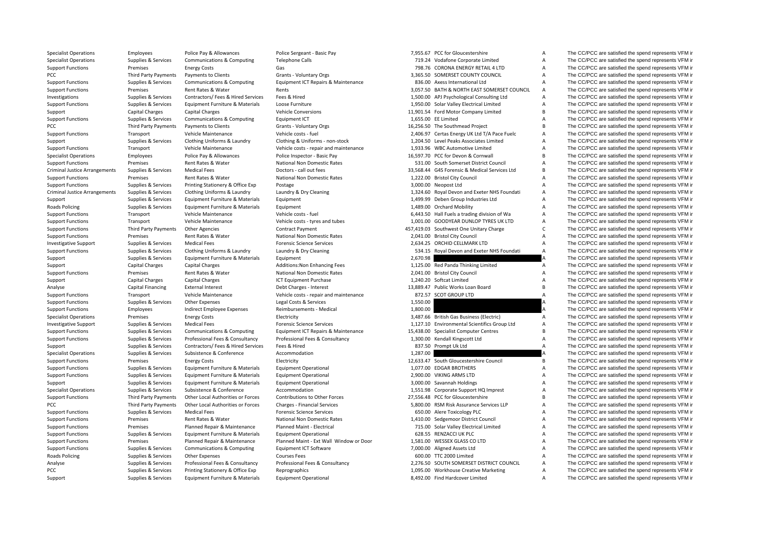| | | | | | | | |
|---|---|---|---|---|---|---|---|
| Specialist Operations | Employees | Police Pay & Allowances | Police Sergeant - Basic Pay | 7,955.67 | PCC for Gloucestershire | A | The CC/PCC are satisfied the spend represents VFM ir |
| Specialist Operations | Supplies & Services | Communications & Computing | Telephone Calls | 719.24 | Vodafone Corporate Limited | A | The CC/PCC are satisfied the spend represents VFM ir |
| Support Functions | Premises | Energy Costs | Gas | 798.76 | CORONA ENERGY RETAIL 4 LTD | A | The CC/PCC are satisfied the spend represents VFM ir |
| PCC | Third Party Payments | Payments to Clients | Grants - Voluntary Orgs | 3,365.50 | SOMERSET COUNTY COUNCIL | A | The CC/PCC are satisfied the spend represents VFM ir |
| Support Functions | Supplies & Services | Communications & Computing | Equipment ICT Repairs & Maintenance | 836.00 | Axess International Ltd | A | The CC/PCC are satisfied the spend represents VFM ir |
| Support Functions | Premises | Rent Rates & Water | Rents | 3,057.50 | BATH & NORTH EAST SOMERSET COUNCIL | A | The CC/PCC are satisfied the spend represents VFM ir |
| Investigations | Supplies & Services | Contractors/ Fees & Hired Services | Fees & Hired | 1,500.00 | APJ Psychological Consulting Ltd | A | The CC/PCC are satisfied the spend represents VFM ir |
| Support Functions | Supplies & Services | Equipment Furniture & Materials | Loose Furniture | 1,950.00 | Solar Valley Electrical Limited | A | The CC/PCC are satisfied the spend represents VFM ir |
| Support | Capital Charges | Capital Charges | Vehicle Conversions | 11,901.54 | Ford Motor Company Limited | B | The CC/PCC are satisfied the spend represents VFM ir |
| Support Functions | Supplies & Services | Communications & Computing | Equipment ICT | 1,655.00 | EE Limited | A | The CC/PCC are satisfied the spend represents VFM ir |
| PCC | Third Party Payments | Payments to Clients | Grants - Voluntary Orgs | 16,256.50 | The Southmead Project | B | The CC/PCC are satisfied the spend represents VFM ir |
| Support Functions | Transport | Vehicle Maintenance | Vehicle costs - fuel | 2,406.97 | Certas Energy UK Ltd T/A Pace Fuelc | A | The CC/PCC are satisfied the spend represents VFM ir |
| Support | Supplies & Services | Clothing Uniforms & Laundry | Clothing & Uniforms - non-stock | 1,204.50 | Level Peaks Associates Limited | A | The CC/PCC are satisfied the spend represents VFM ir |
| Support Functions | Transport | Vehicle Maintenance | Vehicle costs - repair and maintenance | 1,933.96 | WBC Automotive Limited | A | The CC/PCC are satisfied the spend represents VFM ir |
| Specialist Operations | Employees | Police Pay & Allowances | Police Inspector - Basic Pay | 16,597.70 | PCC for Devon & Cornwall | B | The CC/PCC are satisfied the spend represents VFM ir |
| Support Functions | Premises | Rent Rates & Water | National Non Domestic Rates | 531.00 | South Somerset District Council | A | The CC/PCC are satisfied the spend represents VFM ir |
| Criminal Justice Arrangements | Supplies & Services | Medical Fees | Doctors - call out fees | 33,568.44 | G4S Forensic & Medical Services Ltd | B | The CC/PCC are satisfied the spend represents VFM ir |
| Support Functions | Premises | Rent Rates & Water | National Non Domestic Rates | 1,222.00 | Bristol City Council | A | The CC/PCC are satisfied the spend represents VFM ir |
| Support Functions | Supplies & Services | Printing Stationery & Office Exp | Postage | 3,000.00 | Neopost Ltd | A | The CC/PCC are satisfied the spend represents VFM ir |
| Criminal Justice Arrangements | Supplies & Services | Clothing Uniforms & Laundry | Laundry & Dry Cleaning | 1,324.60 | Royal Devon and Exeter NHS Foundati | A | The CC/PCC are satisfied the spend represents VFM ir |
| Support | Supplies & Services | Equipment Furniture & Materials | Equipment | 1,499.99 | Deben Group Industries Ltd | A | The CC/PCC are satisfied the spend represents VFM ir |
| Roads Policing | Supplies & Services | Equipment Furniture & Materials | Equipment | 1,489.00 | Orchard Mobility | A | The CC/PCC are satisfied the spend represents VFM ir |
| Support Functions | Transport | Vehicle Maintenance | Vehicle costs - fuel | 6,443.50 | Hall Fuels a trading division of Wa | A | The CC/PCC are satisfied the spend represents VFM ir |
| Support Functions | Transport | Vehicle Maintenance | Vehicle costs - tyres and tubes | 1,001.00 | GOODYEAR DUNLOP TYRES UK LTD | A | The CC/PCC are satisfied the spend represents VFM ir |
| Support Functions | Third Party Payments | Other Agencies | Contract Payment | 457,419.03 | Southwest One Unitary Charge | C | The CC/PCC are satisfied the spend represents VFM ir |
| Support Functions | Premises | Rent Rates & Water | National Non Domestic Rates | 2,041.00 | Bristol City Council | A | The CC/PCC are satisfied the spend represents VFM ir |
| Investigative Support | Supplies & Services | Medical Fees | Forensic Science Services | 2,634.25 | ORCHID CELLMARK LTD | A | The CC/PCC are satisfied the spend represents VFM ir |
| Support Functions | Supplies & Services | Clothing Uniforms & Laundry | Laundry & Dry Cleaning | 534.15 | Royal Devon and Exeter NHS Foundati | A | The CC/PCC are satisfied the spend represents VFM ir |
| Support | Supplies & Services | Equipment Furniture & Materials | Equipment | 2,670.98 | | A | The CC/PCC are satisfied the spend represents VFM ir |
| Support | Capital Charges | Capital Charges | Additions:Non Enhancing Fees | 1,125.00 | Red Panda Thinking Limited | A | The CC/PCC are satisfied the spend represents VFM ir |
| Support Functions | Premises | Rent Rates & Water | National Non Domestic Rates | 2,041.00 | Bristol City Council | A | The CC/PCC are satisfied the spend represents VFM ir |
| Support | Capital Charges | Capital Charges | ICT Equipment Purchase | 1,240.20 | Softcat Limited | A | The CC/PCC are satisfied the spend represents VFM ir |
| Analyse | Capital Financing | External Interest | Debt Charges - Interest | 13,889.47 | Public Works Loan Board | B | The CC/PCC are satisfied the spend represents VFM ir |
| Support Functions | Transport | Vehicle Maintenance | Vehicle costs - repair and maintenance | 872.57 | SCOT GROUP LTD | A | The CC/PCC are satisfied the spend represents VFM ir |
| Support Functions | Supplies & Services | Other Expenses | Legal Costs & Services | 1,550.00 | | A | The CC/PCC are satisfied the spend represents VFM ir |
| Support Functions | Employees | Indirect Employee Expenses | Reimbursements - Medical | 1,800.00 | | A | The CC/PCC are satisfied the spend represents VFM ir |
| Specialist Operations | Premises | Energy Costs | Electricity | 3,487.66 | British Gas Business (Electric) | A | The CC/PCC are satisfied the spend represents VFM ir |
| Investigative Support | Supplies & Services | Medical Fees | Forensic Science Services | 1,127.10 | Environmental Scientifics Group Ltd | A | The CC/PCC are satisfied the spend represents VFM ir |
| Support Functions | Supplies & Services | Communications & Computing | Equipment ICT Repairs & Maintenance | 15,438.00 | Specialist Computer Centres | B | The CC/PCC are satisfied the spend represents VFM ir |
| Support Functions | Supplies & Services | Professional Fees & Consultancy | Professional Fees & Consultancy | 1,300.00 | Kendall Kingscott Ltd | A | The CC/PCC are satisfied the spend represents VFM ir |
| Support | Supplies & Services | Contractors/ Fees & Hired Services | Fees & Hired | 837.50 | Prompt Uk Ltd | A | The CC/PCC are satisfied the spend represents VFM ir |
| Specialist Operations | Supplies & Services | Subsistence & Conference | Accommodation | 1,287.00 | | A | The CC/PCC are satisfied the spend represents VFM ir |
| Support Functions | Premises | Energy Costs | Electricity | 12,633.47 | South Gloucestershire Council | B | The CC/PCC are satisfied the spend represents VFM ir |
| Support Functions | Supplies & Services | Equipment Furniture & Materials | Equipment Operational | 1,077.00 | EDGAR BROTHERS | A | The CC/PCC are satisfied the spend represents VFM ir |
| Support Functions | Supplies & Services | Equipment Furniture & Materials | Equipment Operational | 2,900.00 | VIKING ARMS LTD | A | The CC/PCC are satisfied the spend represents VFM ir |
| Support | Supplies & Services | Equipment Furniture & Materials | Equipment Operational | 3,000.00 | Savannah Holdings | A | The CC/PCC are satisfied the spend represents VFM ir |
| Specialist Operations | Supplies & Services | Subsistence & Conference | Accommodation | 1,551.98 | Corporate Support HQ Imprest | A | The CC/PCC are satisfied the spend represents VFM ir |
| Support Functions | Third Party Payments | Other Local Authorities or Forces | Contributions to Other Forces | 27,556.48 | PCC for Gloucestershire | B | The CC/PCC are satisfied the spend represents VFM ir |
| PCC | Third Party Payments | Other Local Authorities or Forces | Charges - Financial Services | 5,800.00 | RSM Risk Assurance Services LLP | A | The CC/PCC are satisfied the spend represents VFM ir |
| Support Functions | Supplies & Services | Medical Fees | Forensic Science Services | 650.00 | Alere Toxicology PLC | A | The CC/PCC are satisfied the spend represents VFM ir |
| Support Functions | Premises | Rent Rates & Water | National Non Domestic Rates | 1,410.00 | Sedgemoor District Council | A | The CC/PCC are satisfied the spend represents VFM ir |
| Support Functions | Premises | Planned Repair & Maintenance | Planned Maint - Electrical | 715.00 | Solar Valley Electrical Limited | A | The CC/PCC are satisfied the spend represents VFM ir |
| Support Functions | Supplies & Services | Equipment Furniture & Materials | Equipment Operational | 628.55 | RENZACCI UK PLC | A | The CC/PCC are satisfied the spend represents VFM ir |
| Support Functions | Premises | Planned Repair & Maintenance | Planned Maint - Ext Wall Window or Door | 1,581.00 | WESSEX GLASS CO LTD | A | The CC/PCC are satisfied the spend represents VFM ir |
| Support Functions | Supplies & Services | Communications & Computing | Equipment ICT Software | 7,000.00 | Aligned Assets Ltd | A | The CC/PCC are satisfied the spend represents VFM ir |
| Roads Policing | Supplies & Services | Other Expenses | Courses Fees | 600.00 | TTC 2000 Limited | A | The CC/PCC are satisfied the spend represents VFM ir |
| Analyse | Supplies & Services | Professional Fees & Consultancy | Professional Fees & Consultancy | 2,276.50 | SOUTH SOMERSET DISTRICT COUNCIL | A | The CC/PCC are satisfied the spend represents VFM ir |
| PCC | Supplies & Services | Printing Stationery & Office Exp | Reprographics | 1,095.00 | Workhouse Creative Marketing | A | The CC/PCC are satisfied the spend represents VFM ir |
| Support | Supplies & Services | Equipment Furniture & Materials | Equipment Operational | 8,492.00 | Find Hardcover Limited | A | The CC/PCC are satisfied the spend represents VFM ir |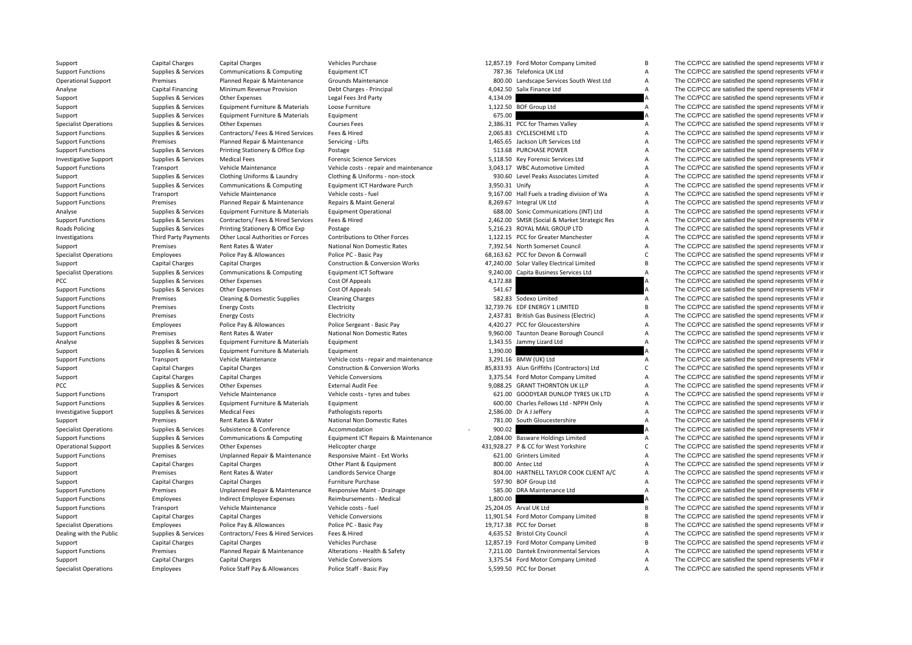| | | | | | | | |
|---|---|---|---|---|---|---|---|
| Support | Capital Charges | Capital Charges | Vehicles Purchase | 12,857.19 | Ford Motor Company Limited | B | The CC/PCC are satisfied the spend represents VFM ir |
| Support Functions | Supplies & Services | Communications & Computing | Equipment ICT | 787.36 | Telefonica UK Ltd | A | The CC/PCC are satisfied the spend represents VFM ir |
| Operational Support | Premises | Planned Repair & Maintenance | Grounds Maintenance | 800.00 | Landscape Services South West Ltd | A | The CC/PCC are satisfied the spend represents VFM ir |
| Analyse | Capital Financing | Minimum Revenue Provision | Debt Charges - Principal | 4,042.50 | Salix Finance Ltd | A | The CC/PCC are satisfied the spend represents VFM ir |
| Support | Supplies & Services | Other Expenses | Legal Fees 3rd Party | 4,134.09 | | A | The CC/PCC are satisfied the spend represents VFM ir |
| Support | Supplies & Services | Equipment Furniture & Materials | Loose Furniture | 1,122.50 | BOF Group Ltd | A | The CC/PCC are satisfied the spend represents VFM ir |
| Support | Supplies & Services | Equipment Furniture & Materials | Equipment | 675.00 | | A | The CC/PCC are satisfied the spend represents VFM ir |
| Specialist Operations | Supplies & Services | Other Expenses | Courses Fees | 2,386.31 | PCC for Thames Valley | A | The CC/PCC are satisfied the spend represents VFM ir |
| Support Functions | Supplies & Services | Contractors/ Fees & Hired Services | Fees & Hired | 2,065.83 | CYCLESCHEME LTD | A | The CC/PCC are satisfied the spend represents VFM ir |
| Support Functions | Premises | Planned Repair & Maintenance | Servicing - Lifts | 1,465.65 | Jackson Lift Services Ltd | A | The CC/PCC are satisfied the spend represents VFM ir |
| Support Functions | Supplies & Services | Printing Stationery & Office Exp | Postage | 513.68 | PURCHASE POWER | A | The CC/PCC are satisfied the spend represents VFM ir |
| Investigative Support | Supplies & Services | Medical Fees | Forensic Science Services | 5,118.50 | Key Forensic Services Ltd | A | The CC/PCC are satisfied the spend represents VFM ir |
| Support Functions | Transport | Vehicle Maintenance | Vehicle costs - repair and maintenance | 3,043.17 | WBC Automotive Limited | A | The CC/PCC are satisfied the spend represents VFM ir |
| Support | Supplies & Services | Clothing Uniforms & Laundry | Clothing & Uniforms - non-stock | 930.60 | Level Peaks Associates Limited | A | The CC/PCC are satisfied the spend represents VFM ir |
| Support Functions | Supplies & Services | Communications & Computing | Equipment ICT Hardware Purch | 3,950.31 | Unify | A | The CC/PCC are satisfied the spend represents VFM ir |
| Support Functions | Transport | Vehicle Maintenance | Vehicle costs - fuel | 9,167.00 | Hall Fuels a trading division of Wa | A | The CC/PCC are satisfied the spend represents VFM ir |
| Support Functions | Premises | Planned Repair & Maintenance | Repairs & Maint General | 8,269.67 | Integral UK Ltd | A | The CC/PCC are satisfied the spend represents VFM ir |
| Analyse | Supplies & Services | Equipment Furniture & Materials | Equipment Operational | 688.00 | Sonic Communications (INT) Ltd | A | The CC/PCC are satisfied the spend represents VFM ir |
| Support Functions | Supplies & Services | Contractors/ Fees & Hired Services | Fees & Hired | 2,462.00 | SMSR (Social & Market Strategic Res | A | The CC/PCC are satisfied the spend represents VFM ir |
| Roads Policing | Supplies & Services | Printing Stationery & Office Exp | Postage | 5,216.23 | ROYAL MAIL GROUP LTD | A | The CC/PCC are satisfied the spend represents VFM ir |
| Investigations | Third Party Payments | Other Local Authorities or Forces | Contributions to Other Forces | 1,122.15 | PCC for Greater Manchester | A | The CC/PCC are satisfied the spend represents VFM ir |
| Support | Premises | Rent Rates & Water | National Non Domestic Rates | 7,392.54 | North Somerset Council | A | The CC/PCC are satisfied the spend represents VFM ir |
| Specialist Operations | Employees | Police Pay & Allowances | Police PC - Basic Pay | 68,163.62 | PCC for Devon & Cornwall | C | The CC/PCC are satisfied the spend represents VFM ir |
| Support | Capital Charges | Capital Charges | Construction & Conversion Works | 47,240.00 | Solar Valley Electrical Limited | B | The CC/PCC are satisfied the spend represents VFM ir |
| Specialist Operations | Supplies & Services | Communications & Computing | Equipment ICT Software | 9,240.00 | Capita Business Services Ltd | A | The CC/PCC are satisfied the spend represents VFM ir |
| PCC | Supplies & Services | Other Expenses | Cost Of Appeals | 4,172.88 | | A | The CC/PCC are satisfied the spend represents VFM ir |
| Support Functions | Supplies & Services | Other Expenses | Cost Of Appeals | 541.67 | | A | The CC/PCC are satisfied the spend represents VFM ir |
| Support Functions | Premises | Cleaning & Domestic Supplies | Cleaning Charges | 582.83 | Sodexo Limited | A | The CC/PCC are satisfied the spend represents VFM ir |
| Support Functions | Premises | Energy Costs | Electricity | 32,739.76 | EDF ENERGY 1 LIMITED | B | The CC/PCC are satisfied the spend represents VFM ir |
| Support Functions | Premises | Energy Costs | Electricity | 2,437.81 | British Gas Business (Electric) | A | The CC/PCC are satisfied the spend represents VFM ir |
| Support | Employees | Police Pay & Allowances | Police Sergeant - Basic Pay | 4,420.27 | PCC for Gloucestershire | A | The CC/PCC are satisfied the spend represents VFM ir |
| Support Functions | Premises | Rent Rates & Water | National Non Domestic Rates | 9,960.00 | Taunton Deane Borough Council | A | The CC/PCC are satisfied the spend represents VFM ir |
| Analyse | Supplies & Services | Equipment Furniture & Materials | Equipment | 1,343.55 | Jammy Lizard Ltd | A | The CC/PCC are satisfied the spend represents VFM ir |
| Support | Supplies & Services | Equipment Furniture & Materials | Equipment | 1,390.00 | | A | The CC/PCC are satisfied the spend represents VFM ir |
| Support Functions | Transport | Vehicle Maintenance | Vehicle costs - repair and maintenance | 3,291.16 | BMW (UK) Ltd | A | The CC/PCC are satisfied the spend represents VFM ir |
| Support | Capital Charges | Capital Charges | Construction & Conversion Works | 85,833.93 | Alun Griffiths (Contractors) Ltd | C | The CC/PCC are satisfied the spend represents VFM ir |
| Support | Capital Charges | Capital Charges | Vehicle Conversions | 3,375.54 | Ford Motor Company Limited | A | The CC/PCC are satisfied the spend represents VFM ir |
| PCC | Supplies & Services | Other Expenses | External Audit Fee | 9,088.25 | GRANT THORNTON UK LLP | A | The CC/PCC are satisfied the spend represents VFM ir |
| Support Functions | Transport | Vehicle Maintenance | Vehicle costs - tyres and tubes | 621.00 | GOODYEAR DUNLOP TYRES UK LTD | A | The CC/PCC are satisfied the spend represents VFM ir |
| Support Functions | Supplies & Services | Equipment Furniture & Materials | Equipment | 600.00 | Charles Fellows Ltd - NPPH Only | A | The CC/PCC are satisfied the spend represents VFM ir |
| Investigative Support | Supplies & Services | Medical Fees | Pathologists reports | 2,586.00 | Dr A J Jeffery | A | The CC/PCC are satisfied the spend represents VFM ir |
| Support | Premises | Rent Rates & Water | National Non Domestic Rates | 781.00 | South Gloucestershire | A | The CC/PCC are satisfied the spend represents VFM ir |
| Specialist Operations | Supplies & Services | Subsistence & Conference | Accommodation | - 900.02 | | A | The CC/PCC are satisfied the spend represents VFM ir |
| Support Functions | Supplies & Services | Communications & Computing | Equipment ICT Repairs & Maintenance | 2,084.00 | Basware Holdings Limited | A | The CC/PCC are satisfied the spend represents VFM ir |
| Operational Support | Supplies & Services | Other Expenses | Helicopter charge | 431,928.27 | P & CC for West Yorkshire | C | The CC/PCC are satisfied the spend represents VFM ir |
| Support Functions | Premises | Unplanned Repair & Maintenance | Responsive Maint - Ext Works | 621.00 | Grinters Limited | A | The CC/PCC are satisfied the spend represents VFM ir |
| Support | Capital Charges | Capital Charges | Other Plant & Equipment | 800.00 | Antec Ltd | A | The CC/PCC are satisfied the spend represents VFM ir |
| Support | Premises | Rent Rates & Water | Landlords Service Charge | 804.00 | HARTNELL TAYLOR COOK CLIENT A/C | A | The CC/PCC are satisfied the spend represents VFM ir |
| Support | Capital Charges | Capital Charges | Furniture Purchase | 597.90 | BOF Group Ltd | A | The CC/PCC are satisfied the spend represents VFM ir |
| Support Functions | Premises | Unplanned Repair & Maintenance | Responsive Maint - Drainage | 585.00 | DRA Maintenance Ltd | A | The CC/PCC are satisfied the spend represents VFM ir |
| Support Functions | Employees | Indirect Employee Expenses | Reimbursements - Medical | 1,800.00 | | A | The CC/PCC are satisfied the spend represents VFM ir |
| Support Functions | Transport | Vehicle Maintenance | Vehicle costs - fuel | 25,204.05 | Arval UK Ltd | B | The CC/PCC are satisfied the spend represents VFM ir |
| Support | Capital Charges | Capital Charges | Vehicle Conversions | 11,901.54 | Ford Motor Company Limited | B | The CC/PCC are satisfied the spend represents VFM ir |
| Specialist Operations | Employees | Police Pay & Allowances | Police PC - Basic Pay | 19,717.38 | PCC for Dorset | B | The CC/PCC are satisfied the spend represents VFM ir |
| Dealing with the Public | Supplies & Services | Contractors/ Fees & Hired Services | Fees & Hired | 4,635.52 | Bristol City Council | A | The CC/PCC are satisfied the spend represents VFM ir |
| Support | Capital Charges | Capital Charges | Vehicles Purchase | 12,857.19 | Ford Motor Company Limited | B | The CC/PCC are satisfied the spend represents VFM ir |
| Support Functions | Premises | Planned Repair & Maintenance | Alterations - Health & Safety | 7,211.00 | Dantek Environmental Services | A | The CC/PCC are satisfied the spend represents VFM ir |
| Support | Capital Charges | Capital Charges | Vehicle Conversions | 3,375.54 | Ford Motor Company Limited | A | The CC/PCC are satisfied the spend represents VFM ir |
| Specialist Operations | Employees | Police Staff Pay & Allowances | Police Staff - Basic Pay | 5,599.50 | PCC for Dorset | A | The CC/PCC are satisfied the spend represents VFM ir |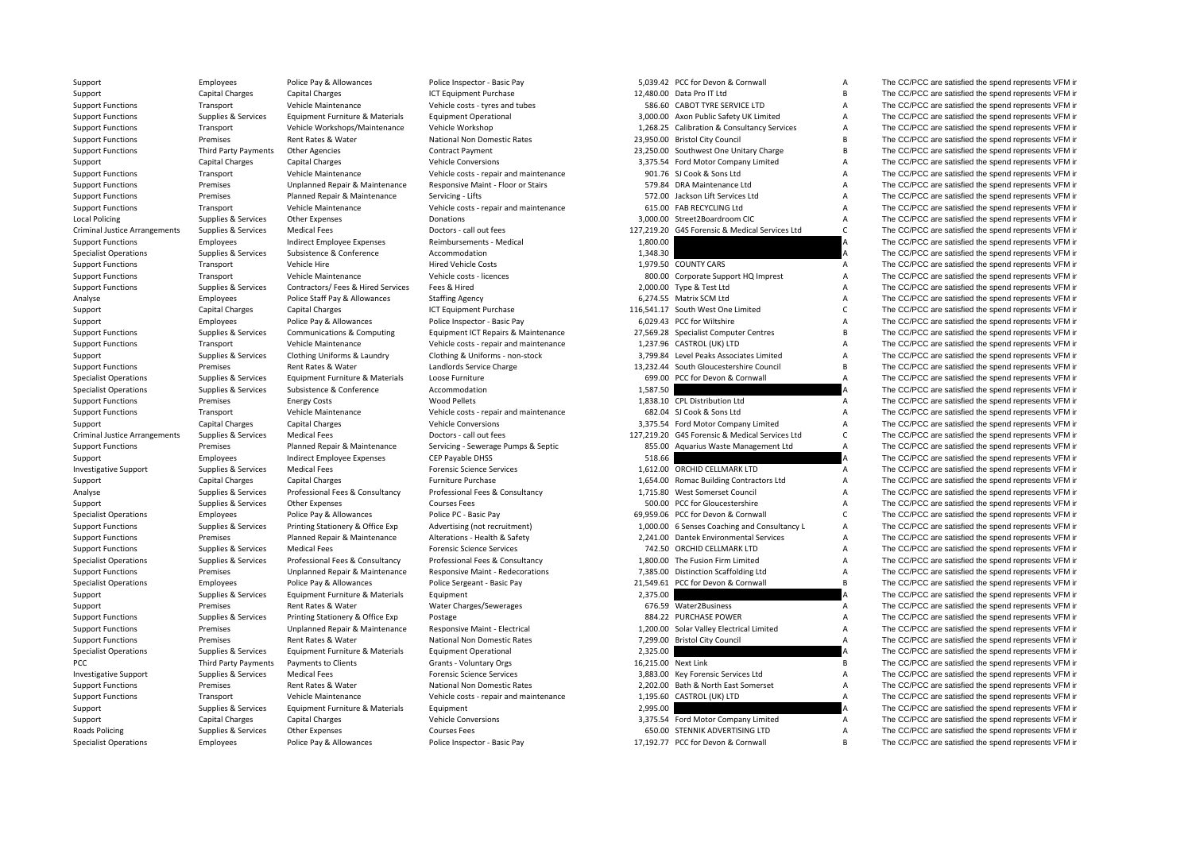| | | | | | | | |
|---|---|---|---|---|---|---|---|
| Support | Employees | Police Pay & Allowances | Police Inspector - Basic Pay | 5,039.42 | PCC for Devon & Cornwall | A | The CC/PCC are satisfied the spend represents VFM ir |
| Support | Capital Charges | Capital Charges | ICT Equipment Purchase | 12,480.00 | Data Pro IT Ltd | B | The CC/PCC are satisfied the spend represents VFM ir |
| Support Functions | Transport | Vehicle Maintenance | Vehicle costs - tyres and tubes | 586.60 | CABOT TYRE SERVICE LTD | A | The CC/PCC are satisfied the spend represents VFM ir |
| Support Functions | Supplies & Services | Equipment Furniture & Materials | Equipment Operational | 3,000.00 | Axon Public Safety UK Limited | A | The CC/PCC are satisfied the spend represents VFM ir |
| Support Functions | Transport | Vehicle Workshops/Maintenance | Vehicle Workshop | 1,268.25 | Calibration & Consultancy Services | A | The CC/PCC are satisfied the spend represents VFM ir |
| Support Functions | Premises | Rent Rates & Water | National Non Domestic Rates | 23,950.00 | Bristol City Council | B | The CC/PCC are satisfied the spend represents VFM ir |
| Support Functions | Third Party Payments | Other Agencies | Contract Payment | 23,250.00 | Southwest One Unitary Charge | B | The CC/PCC are satisfied the spend represents VFM ir |
| Support | Capital Charges | Capital Charges | Vehicle Conversions | 3,375.54 | Ford Motor Company Limited | A | The CC/PCC are satisfied the spend represents VFM ir |
| Support Functions | Transport | Vehicle Maintenance | Vehicle costs - repair and maintenance | 901.76 | SJ Cook & Sons Ltd | A | The CC/PCC are satisfied the spend represents VFM ir |
| Support Functions | Premises | Unplanned Repair & Maintenance | Responsive Maint - Floor or Stairs | 579.84 | DRA Maintenance Ltd | A | The CC/PCC are satisfied the spend represents VFM ir |
| Support Functions | Premises | Planned Repair & Maintenance | Servicing - Lifts | 572.00 | Jackson Lift Services Ltd | A | The CC/PCC are satisfied the spend represents VFM ir |
| Support Functions | Transport | Vehicle Maintenance | Vehicle costs - repair and maintenance | 615.00 | FAB RECYCLING Ltd | A | The CC/PCC are satisfied the spend represents VFM ir |
| Local Policing | Supplies & Services | Other Expenses | Donations | 3,000.00 | Street2Boardroom CIC | A | The CC/PCC are satisfied the spend represents VFM ir |
| Criminal Justice Arrangements | Supplies & Services | Medical Fees | Doctors - call out fees | 127,219.20 | G4S Forensic & Medical Services Ltd | C | The CC/PCC are satisfied the spend represents VFM ir |
| Support Functions | Employees | Indirect Employee Expenses | Reimbursements - Medical | 1,800.00 | | A | The CC/PCC are satisfied the spend represents VFM ir |
| Specialist Operations | Supplies & Services | Subsistence & Conference | Accommodation | 1,348.30 | | A | The CC/PCC are satisfied the spend represents VFM ir |
| Support Functions | Transport | Vehicle Hire | Hired Vehicle Costs | 1,979.50 | COUNTY CARS | A | The CC/PCC are satisfied the spend represents VFM ir |
| Support Functions | Transport | Vehicle Maintenance | Vehicle costs - licences | 800.00 | Corporate Support HQ Imprest | A | The CC/PCC are satisfied the spend represents VFM ir |
| Support Functions | Supplies & Services | Contractors/ Fees & Hired Services | Fees & Hired | 2,000.00 | Type & Test Ltd | A | The CC/PCC are satisfied the spend represents VFM ir |
| Analyse | Employees | Police Staff Pay & Allowances | Staffing Agency | 6,274.55 | Matrix SCM Ltd | A | The CC/PCC are satisfied the spend represents VFM ir |
| Support | Capital Charges | Capital Charges | ICT Equipment Purchase | 116,541.17 | South West One Limited | C | The CC/PCC are satisfied the spend represents VFM ir |
| Support | Employees | Police Pay & Allowances | Police Inspector - Basic Pay | 6,029.43 | PCC for Wiltshire | A | The CC/PCC are satisfied the spend represents VFM ir |
| Support Functions | Supplies & Services | Communications & Computing | Equipment ICT Repairs & Maintenance | 27,569.28 | Specialist Computer Centres | B | The CC/PCC are satisfied the spend represents VFM ir |
| Support Functions | Transport | Vehicle Maintenance | Vehicle costs - repair and maintenance | 1,237.96 | CASTROL (UK) LTD | A | The CC/PCC are satisfied the spend represents VFM ir |
| Support | Supplies & Services | Clothing Uniforms & Laundry | Clothing & Uniforms - non-stock | 3,799.84 | Level Peaks Associates Limited | A | The CC/PCC are satisfied the spend represents VFM ir |
| Support Functions | Premises | Rent Rates & Water | Landlords Service Charge | 13,232.44 | South Gloucestershire Council | B | The CC/PCC are satisfied the spend represents VFM ir |
| Specialist Operations | Supplies & Services | Equipment Furniture & Materials | Loose Furniture | 699.00 | PCC for Devon & Cornwall | A | The CC/PCC are satisfied the spend represents VFM ir |
| Specialist Operations | Supplies & Services | Subsistence & Conference | Accommodation | 1,587.50 | | A | The CC/PCC are satisfied the spend represents VFM ir |
| Support Functions | Premises | Energy Costs | Wood Pellets | 1,838.10 | CPL Distribution Ltd | A | The CC/PCC are satisfied the spend represents VFM ir |
| Support Functions | Transport | Vehicle Maintenance | Vehicle costs - repair and maintenance | 682.04 | SJ Cook & Sons Ltd | A | The CC/PCC are satisfied the spend represents VFM ir |
| Support | Capital Charges | Capital Charges | Vehicle Conversions | 3,375.54 | Ford Motor Company Limited | A | The CC/PCC are satisfied the spend represents VFM ir |
| Criminal Justice Arrangements | Supplies & Services | Medical Fees | Doctors - call out fees | 127,219.20 | G4S Forensic & Medical Services Ltd | C | The CC/PCC are satisfied the spend represents VFM ir |
| Support Functions | Premises | Planned Repair & Maintenance | Servicing - Sewerage Pumps & Septic | 855.00 | Aquarius Waste Management Ltd | A | The CC/PCC are satisfied the spend represents VFM ir |
| Support | Employees | Indirect Employee Expenses | CEP Payable DHSS | 518.66 | | A | The CC/PCC are satisfied the spend represents VFM ir |
| Investigative Support | Supplies & Services | Medical Fees | Forensic Science Services | 1,612.00 | ORCHID CELLMARK LTD | A | The CC/PCC are satisfied the spend represents VFM ir |
| Support | Capital Charges | Capital Charges | Furniture Purchase | 1,654.00 | Romac Building Contractors Ltd | A | The CC/PCC are satisfied the spend represents VFM ir |
| Analyse | Supplies & Services | Professional Fees & Consultancy | Professional Fees & Consultancy | 1,715.80 | West Somerset Council | A | The CC/PCC are satisfied the spend represents VFM ir |
| Support | Supplies & Services | Other Expenses | Courses Fees | 500.00 | PCC for Gloucestershire | A | The CC/PCC are satisfied the spend represents VFM ir |
| Specialist Operations | Employees | Police Pay & Allowances | Police PC - Basic Pay | 69,959.06 | PCC for Devon & Cornwall | C | The CC/PCC are satisfied the spend represents VFM ir |
| Support Functions | Supplies & Services | Printing Stationery & Office Exp | Advertising (not recruitment) | 1,000.00 | 6 Senses Coaching and Consultancy L | A | The CC/PCC are satisfied the spend represents VFM ir |
| Support Functions | Premises | Planned Repair & Maintenance | Alterations - Health & Safety | 2,241.00 | Dantek Environmental Services | A | The CC/PCC are satisfied the spend represents VFM ir |
| Support Functions | Supplies & Services | Medical Fees | Forensic Science Services | 742.50 | ORCHID CELLMARK LTD | A | The CC/PCC are satisfied the spend represents VFM ir |
| Specialist Operations | Supplies & Services | Professional Fees & Consultancy | Professional Fees & Consultancy | 1,800.00 | The Fusion Firm Limited | A | The CC/PCC are satisfied the spend represents VFM ir |
| Support Functions | Premises | Unplanned Repair & Maintenance | Responsive Maint - Redecorations | 7,385.00 | Distinction Scaffolding Ltd | A | The CC/PCC are satisfied the spend represents VFM ir |
| Specialist Operations | Employees | Police Pay & Allowances | Police Sergeant - Basic Pay | 21,549.61 | PCC for Devon & Cornwall | B | The CC/PCC are satisfied the spend represents VFM ir |
| Support | Supplies & Services | Equipment Furniture & Materials | Equipment | 2,375.00 | | A | The CC/PCC are satisfied the spend represents VFM ir |
| Support | Premises | Rent Rates & Water | Water Charges/Sewerages | 676.59 | Water2Business | A | The CC/PCC are satisfied the spend represents VFM ir |
| Support Functions | Supplies & Services | Printing Stationery & Office Exp | Postage | 884.22 | PURCHASE POWER | A | The CC/PCC are satisfied the spend represents VFM ir |
| Support Functions | Premises | Unplanned Repair & Maintenance | Responsive Maint - Electrical | 1,200.00 | Solar Valley Electrical Limited | A | The CC/PCC are satisfied the spend represents VFM ir |
| Support Functions | Premises | Rent Rates & Water | National Non Domestic Rates | 7,299.00 | Bristol City Council | A | The CC/PCC are satisfied the spend represents VFM ir |
| Specialist Operations | Supplies & Services | Equipment Furniture & Materials | Equipment Operational | 2,325.00 | | A | The CC/PCC are satisfied the spend represents VFM ir |
| PCC | Third Party Payments | Payments to Clients | Grants - Voluntary Orgs | 16,215.00 | Next Link | B | The CC/PCC are satisfied the spend represents VFM ir |
| Investigative Support | Supplies & Services | Medical Fees | Forensic Science Services | 3,883.00 | Key Forensic Services Ltd | A | The CC/PCC are satisfied the spend represents VFM ir |
| Support Functions | Premises | Rent Rates & Water | National Non Domestic Rates | 2,202.00 | Bath & North East Somerset | A | The CC/PCC are satisfied the spend represents VFM ir |
| Support Functions | Transport | Vehicle Maintenance | Vehicle costs - repair and maintenance | 1,195.60 | CASTROL (UK) LTD | A | The CC/PCC are satisfied the spend represents VFM ir |
| Support | Supplies & Services | Equipment Furniture & Materials | Equipment | 2,995.00 | | A | The CC/PCC are satisfied the spend represents VFM ir |
| Support | Capital Charges | Capital Charges | Vehicle Conversions | 3,375.54 | Ford Motor Company Limited | A | The CC/PCC are satisfied the spend represents VFM ir |
| Roads Policing | Supplies & Services | Other Expenses | Courses Fees | 650.00 | STENNIK ADVERTISING LTD | A | The CC/PCC are satisfied the spend represents VFM ir |
| Specialist Operations | Employees | Police Pay & Allowances | Police Inspector - Basic Pay | 17,192.77 | PCC for Devon & Cornwall | B | The CC/PCC are satisfied the spend represents VFM ir |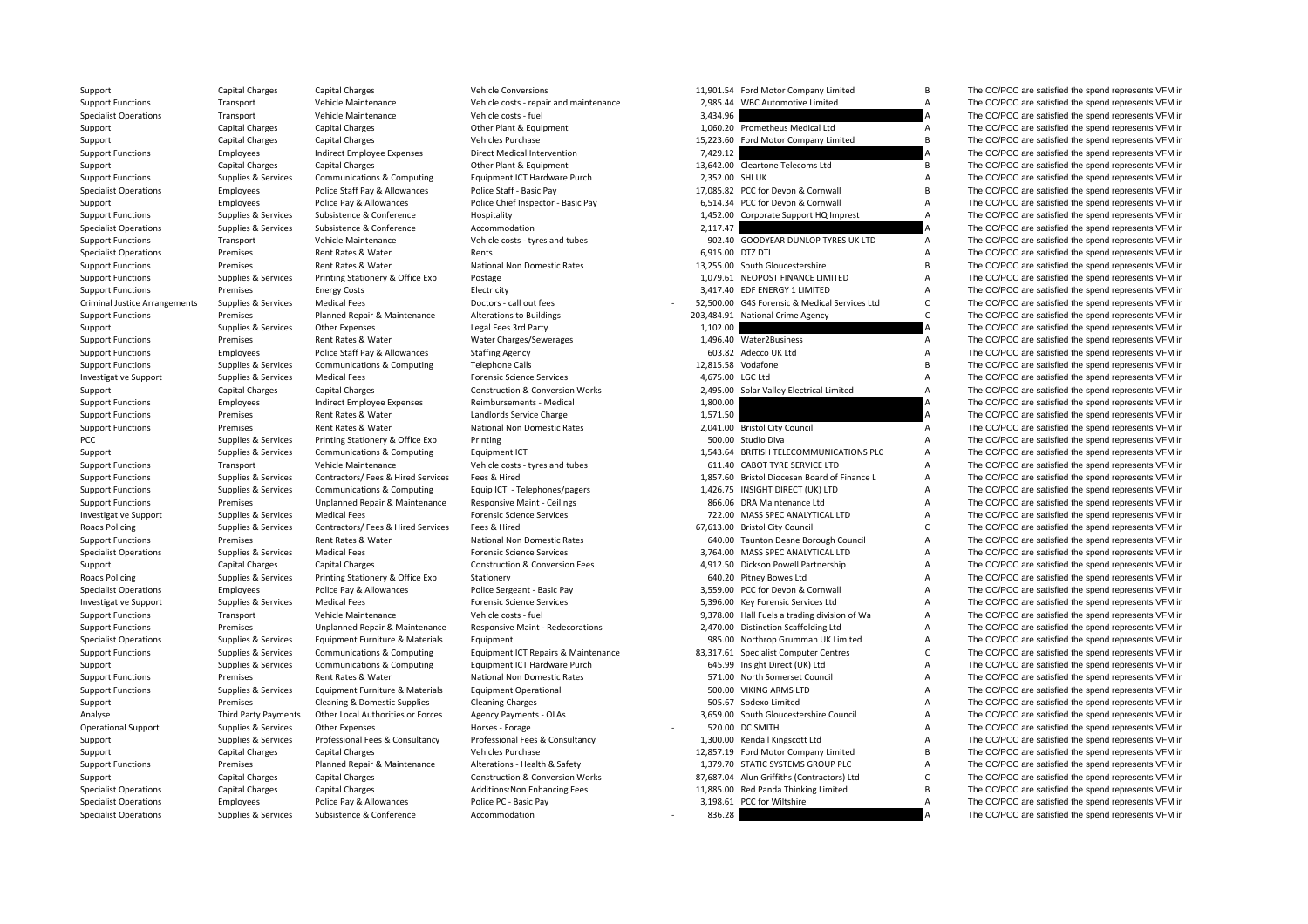| | | | | | | | |
|---|---|---|---|---|---|---|---|
| Support | Capital Charges | Capital Charges | Vehicle Conversions | 11,901.54 | Ford Motor Company Limited | B | The CC/PCC are satisfied the spend represents VFM ir |
| Support Functions | Transport | Vehicle Maintenance | Vehicle costs - repair and maintenance | 2,985.44 | WBC Automotive Limited | A | The CC/PCC are satisfied the spend represents VFM ir |
| Specialist Operations | Transport | Vehicle Maintenance | Vehicle costs - fuel | 3,434.96 | | A | The CC/PCC are satisfied the spend represents VFM ir |
| Support | Capital Charges | Capital Charges | Other Plant & Equipment | 1,060.20 | Prometheus Medical Ltd | A | The CC/PCC are satisfied the spend represents VFM ir |
| Support | Capital Charges | Capital Charges | Vehicles Purchase | 15,223.60 | Ford Motor Company Limited | B | The CC/PCC are satisfied the spend represents VFM ir |
| Support Functions | Employees | Indirect Employee Expenses | Direct Medical Intervention | 7,429.12 | | A | The CC/PCC are satisfied the spend represents VFM ir |
| Support | Capital Charges | Capital Charges | Other Plant & Equipment | 13,642.00 | Cleartone Telecoms Ltd | B | The CC/PCC are satisfied the spend represents VFM ir |
| Support Functions | Supplies & Services | Communications & Computing | Equipment ICT Hardware Purch | 2,352.00 | SHI UK | A | The CC/PCC are satisfied the spend represents VFM ir |
| Specialist Operations | Employees | Police Staff Pay & Allowances | Police Staff - Basic Pay | 17,085.82 | PCC for Devon & Cornwall | B | The CC/PCC are satisfied the spend represents VFM ir |
| Support | Employees | Police Pay & Allowances | Police Chief Inspector - Basic Pay | 6,514.34 | PCC for Devon & Cornwall | A | The CC/PCC are satisfied the spend represents VFM ir |
| Support Functions | Supplies & Services | Subsistence & Conference | Hospitality | 1,452.00 | Corporate Support HQ Imprest | A | The CC/PCC are satisfied the spend represents VFM ir |
| Specialist Operations | Supplies & Services | Subsistence & Conference | Accommodation | 2,117.47 | | A | The CC/PCC are satisfied the spend represents VFM ir |
| Support Functions | Transport | Vehicle Maintenance | Vehicle costs - tyres and tubes | 902.40 | GOODYEAR DUNLOP TYRES UK LTD | A | The CC/PCC are satisfied the spend represents VFM ir |
| Specialist Operations | Premises | Rent Rates & Water | Rents | 6,915.00 | DTZ DTL | A | The CC/PCC are satisfied the spend represents VFM ir |
| Support Functions | Premises | Rent Rates & Water | National Non Domestic Rates | 13,255.00 | South Gloucestershire | B | The CC/PCC are satisfied the spend represents VFM ir |
| Support Functions | Supplies & Services | Printing Stationery & Office Exp | Postage | 1,079.61 | NEOPOST FINANCE LIMITED | A | The CC/PCC are satisfied the spend represents VFM ir |
| Support Functions | Premises | Energy Costs | Electricity | 3,417.40 | EDF ENERGY 1 LIMITED | A | The CC/PCC are satisfied the spend represents VFM ir |
| Criminal Justice Arrangements | Supplies & Services | Medical Fees | Doctors - call out fees | - 52,500.00 | G4S Forensic & Medical Services Ltd | C | The CC/PCC are satisfied the spend represents VFM ir |
| Support Functions | Premises | Planned Repair & Maintenance | Alterations to Buildings | 203,484.91 | National Crime Agency | C | The CC/PCC are satisfied the spend represents VFM ir |
| Support | Supplies & Services | Other Expenses | Legal Fees 3rd Party | 1,102.00 | | A | The CC/PCC are satisfied the spend represents VFM ir |
| Support Functions | Premises | Rent Rates & Water | Water Charges/Sewerages | 1,496.40 | Water2Business | A | The CC/PCC are satisfied the spend represents VFM ir |
| Support Functions | Employees | Police Staff Pay & Allowances | Staffing Agency | 603.82 | Adecco UK Ltd | A | The CC/PCC are satisfied the spend represents VFM ir |
| Support Functions | Supplies & Services | Communications & Computing | Telephone Calls | 12,815.58 | Vodafone | B | The CC/PCC are satisfied the spend represents VFM ir |
| Investigative Support | Supplies & Services | Medical Fees | Forensic Science Services | 4,675.00 | LGC Ltd | A | The CC/PCC are satisfied the spend represents VFM ir |
| Support | Capital Charges | Capital Charges | Construction & Conversion Works | 2,495.00 | Solar Valley Electrical Limited | A | The CC/PCC are satisfied the spend represents VFM ir |
| Support Functions | Employees | Indirect Employee Expenses | Reimbursements - Medical | 1,800.00 | | A | The CC/PCC are satisfied the spend represents VFM ir |
| Support Functions | Premises | Rent Rates & Water | Landlords Service Charge | 1,571.50 | | A | The CC/PCC are satisfied the spend represents VFM ir |
| Support Functions | Premises | Rent Rates & Water | National Non Domestic Rates | 2,041.00 | Bristol City Council | A | The CC/PCC are satisfied the spend represents VFM ir |
| PCC | Supplies & Services | Printing Stationery & Office Exp | Printing | 500.00 | Studio Diva | A | The CC/PCC are satisfied the spend represents VFM ir |
| Support | Supplies & Services | Communications & Computing | Equipment ICT | 1,543.64 | BRITISH TELECOMMUNICATIONS PLC | A | The CC/PCC are satisfied the spend represents VFM ir |
| Support Functions | Transport | Vehicle Maintenance | Vehicle costs - tyres and tubes | 611.40 | CABOT TYRE SERVICE LTD | A | The CC/PCC are satisfied the spend represents VFM ir |
| Support Functions | Supplies & Services | Contractors/ Fees & Hired Services | Fees & Hired | 1,857.60 | Bristol Diocesan Board of Finance L | A | The CC/PCC are satisfied the spend represents VFM ir |
| Support Functions | Supplies & Services | Communications & Computing | Equip ICT - Telephones/pagers | 1,426.75 | INSIGHT DIRECT (UK) LTD | A | The CC/PCC are satisfied the spend represents VFM ir |
| Support Functions | Premises | Unplanned Repair & Maintenance | Responsive Maint - Ceilings | 866.06 | DRA Maintenance Ltd | A | The CC/PCC are satisfied the spend represents VFM ir |
| Investigative Support | Supplies & Services | Medical Fees | Forensic Science Services | 722.00 | MASS SPEC ANALYTICAL LTD | A | The CC/PCC are satisfied the spend represents VFM ir |
| Roads Policing | Supplies & Services | Contractors/ Fees & Hired Services | Fees & Hired | 67,613.00 | Bristol City Council | C | The CC/PCC are satisfied the spend represents VFM ir |
| Support Functions | Premises | Rent Rates & Water | National Non Domestic Rates | 640.00 | Taunton Deane Borough Council | A | The CC/PCC are satisfied the spend represents VFM ir |
| Specialist Operations | Supplies & Services | Medical Fees | Forensic Science Services | 3,764.00 | MASS SPEC ANALYTICAL LTD | A | The CC/PCC are satisfied the spend represents VFM ir |
| Support | Capital Charges | Capital Charges | Construction & Conversion Fees | 4,912.50 | Dickson Powell Partnership | A | The CC/PCC are satisfied the spend represents VFM ir |
| Roads Policing | Supplies & Services | Printing Stationery & Office Exp | Stationery | 640.20 | Pitney Bowes Ltd | A | The CC/PCC are satisfied the spend represents VFM ir |
| Specialist Operations | Employees | Police Pay & Allowances | Police Sergeant - Basic Pay | 3,559.00 | PCC for Devon & Cornwall | A | The CC/PCC are satisfied the spend represents VFM ir |
| Investigative Support | Supplies & Services | Medical Fees | Forensic Science Services | 5,396.00 | Key Forensic Services Ltd | A | The CC/PCC are satisfied the spend represents VFM ir |
| Support Functions | Transport | Vehicle Maintenance | Vehicle costs - fuel | 9,378.00 | Hall Fuels a trading division of Wa | A | The CC/PCC are satisfied the spend represents VFM ir |
| Support Functions | Premises | Unplanned Repair & Maintenance | Responsive Maint - Redecorations | 2,470.00 | Distinction Scaffolding Ltd | A | The CC/PCC are satisfied the spend represents VFM ir |
| Specialist Operations | Supplies & Services | Equipment Furniture & Materials | Equipment | 985.00 | Northrop Grumman UK Limited | A | The CC/PCC are satisfied the spend represents VFM ir |
| Support Functions | Supplies & Services | Communications & Computing | Equipment ICT Repairs & Maintenance | 83,317.61 | Specialist Computer Centres | C | The CC/PCC are satisfied the spend represents VFM ir |
| Support | Supplies & Services | Communications & Computing | Equipment ICT Hardware Purch | 645.99 | Insight Direct (UK) Ltd | A | The CC/PCC are satisfied the spend represents VFM ir |
| Support Functions | Premises | Rent Rates & Water | National Non Domestic Rates | 571.00 | North Somerset Council | A | The CC/PCC are satisfied the spend represents VFM ir |
| Support Functions | Supplies & Services | Equipment Furniture & Materials | Equipment Operational | 500.00 | VIKING ARMS LTD | A | The CC/PCC are satisfied the spend represents VFM ir |
| Support | Premises | Cleaning & Domestic Supplies | Cleaning Charges | 505.67 | Sodexo Limited | A | The CC/PCC are satisfied the spend represents VFM ir |
| Analyse | Third Party Payments | Other Local Authorities or Forces | Agency Payments - OLAs | 3,659.00 | South Gloucestershire Council | A | The CC/PCC are satisfied the spend represents VFM ir |
| Operational Support | Supplies & Services | Other Expenses | Horses - Forage | - 520.00 | DC SMITH | A | The CC/PCC are satisfied the spend represents VFM ir |
| Support | Supplies & Services | Professional Fees & Consultancy | Professional Fees & Consultancy | 1,300.00 | Kendall Kingscott Ltd | A | The CC/PCC are satisfied the spend represents VFM ir |
| Support | Capital Charges | Capital Charges | Vehicles Purchase | 12,857.19 | Ford Motor Company Limited | B | The CC/PCC are satisfied the spend represents VFM ir |
| Support Functions | Premises | Planned Repair & Maintenance | Alterations - Health & Safety | 1,379.70 | STATIC SYSTEMS GROUP PLC | A | The CC/PCC are satisfied the spend represents VFM ir |
| Support | Capital Charges | Capital Charges | Construction & Conversion Works | 87,687.04 | Alun Griffiths (Contractors) Ltd | C | The CC/PCC are satisfied the spend represents VFM ir |
| Specialist Operations | Capital Charges | Capital Charges | Additions:Non Enhancing Fees | 11,885.00 | Red Panda Thinking Limited | B | The CC/PCC are satisfied the spend represents VFM ir |
| Specialist Operations | Employees | Police Pay & Allowances | Police PC - Basic Pay | 3,198.61 | PCC for Wiltshire | A | The CC/PCC are satisfied the spend represents VFM ir |
| Specialist Operations | Supplies & Services | Subsistence & Conference | Accommodation | - 836.28 | | A | The CC/PCC are satisfied the spend represents VFM ir |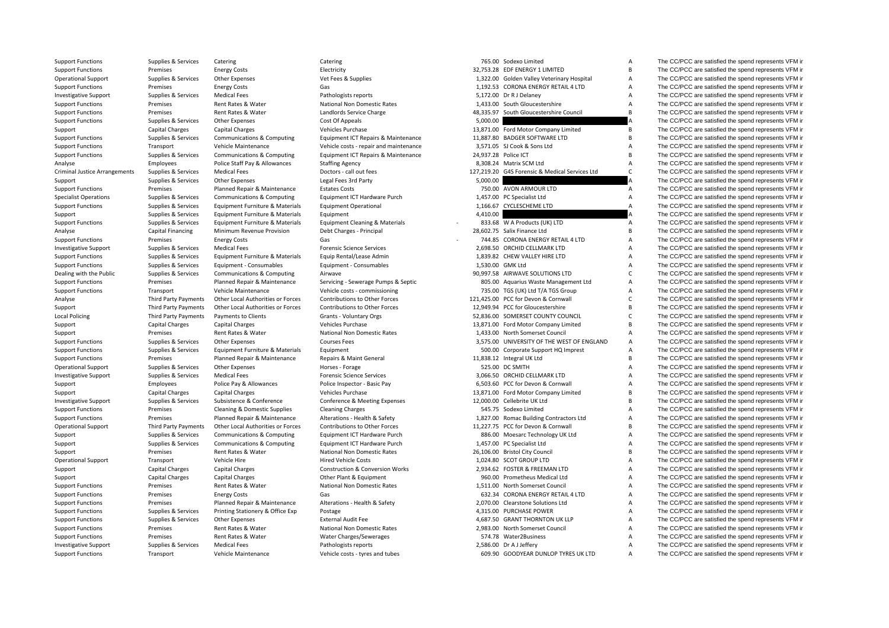| | | | | | | | |
|---|---|---|---|---|---|---|---|
| Support Functions | Supplies & Services | Catering | Catering | 765.00 | Sodexo Limited | A | The CC/PCC are satisfied the spend represents VFM in |
| Support Functions | Premises | Energy Costs | Electricity | 32,753.28 | EDF ENERGY 1 LIMITED | B | The CC/PCC are satisfied the spend represents VFM in |
| Operational Support | Supplies & Services | Other Expenses | Vet Fees & Supplies | 1,322.00 | Golden Valley Veterinary Hospital | A | The CC/PCC are satisfied the spend represents VFM in |
| Support Functions | Premises | Energy Costs | Gas | 1,192.53 | CORONA ENERGY RETAIL 4 LTD | A | The CC/PCC are satisfied the spend represents VFM in |
| Investigative Support | Supplies & Services | Medical Fees | Pathologists reports | 5,172.00 | Dr R J Delaney | A | The CC/PCC are satisfied the spend represents VFM in |
| Support Functions | Premises | Rent Rates & Water | National Non Domestic Rates | 1,433.00 | South Gloucestershire | A | The CC/PCC are satisfied the spend represents VFM in |
| Support Functions | Premises | Rent Rates & Water | Landlords Service Charge | 48,335.97 | South Gloucestershire Council | B | The CC/PCC are satisfied the spend represents VFM in |
| Support Functions | Supplies & Services | Other Expenses | Cost Of Appeals | 5,000.00 | | A | The CC/PCC are satisfied the spend represents VFM in |
| Support | Capital Charges | Capital Charges | Vehicles Purchase | 13,871.00 | Ford Motor Company Limited | B | The CC/PCC are satisfied the spend represents VFM in |
| Support Functions | Supplies & Services | Communications & Computing | Equipment ICT Repairs & Maintenance | 11,887.80 | BADGER SOFTWARE LTD | B | The CC/PCC are satisfied the spend represents VFM in |
| Support Functions | Transport | Vehicle Maintenance | Vehicle costs - repair and maintenance | 3,571.05 | SJ Cook & Sons Ltd | A | The CC/PCC are satisfied the spend represents VFM in |
| Support Functions | Supplies & Services | Communications & Computing | Equipment ICT Repairs & Maintenance | 24,937.28 | Police ICT | B | The CC/PCC are satisfied the spend represents VFM in |
| Analyse | Employees | Police Staff Pay & Allowances | Staffing Agency | 8,308.24 | Matrix SCM Ltd | A | The CC/PCC are satisfied the spend represents VFM in |
| Criminal Justice Arrangements | Supplies & Services | Medical Fees | Doctors - call out fees | 127,219.20 | G4S Forensic & Medical Services Ltd | C | The CC/PCC are satisfied the spend represents VFM in |
| Support | Supplies & Services | Other Expenses | Legal Fees 3rd Party | 5,000.00 | | A | The CC/PCC are satisfied the spend represents VFM in |
| Support Functions | Premises | Planned Repair & Maintenance | Estates Costs | 750.00 | AVON ARMOUR LTD | A | The CC/PCC are satisfied the spend represents VFM in |
| Specialist Operations | Supplies & Services | Communications & Computing | Equipment ICT Hardware Purch | 1,457.00 | PC Specialist Ltd | A | The CC/PCC are satisfied the spend represents VFM in |
| Support Functions | Supplies & Services | Equipment Furniture & Materials | Equipment Operational | 1,166.67 | CYCLESCHEME LTD | A | The CC/PCC are satisfied the spend represents VFM in |
| Support | Supplies & Services | Equipment Furniture & Materials | Equipment | 4,410.00 | | A | The CC/PCC are satisfied the spend represents VFM in |
| Support Functions | Supplies & Services | Equipment Furniture & Materials | Equipment Cleaning & Materials | - 833.68 | W A Products (UK) LTD | A | The CC/PCC are satisfied the spend represents VFM in |
| Analyse | Capital Financing | Minimum Revenue Provision | Debt Charges - Principal | 28,602.75 | Salix Finance Ltd | B | The CC/PCC are satisfied the spend represents VFM in |
| Support Functions | Premises | Energy Costs | Gas | - 744.85 | CORONA ENERGY RETAIL 4 LTD | A | The CC/PCC are satisfied the spend represents VFM in |
| Investigative Support | Supplies & Services | Medical Fees | Forensic Science Services | 2,698.50 | ORCHID CELLMARK LTD | A | The CC/PCC are satisfied the spend represents VFM in |
| Support Functions | Supplies & Services | Equipment Furniture & Materials | Equip Rental/Lease Admin | 1,839.82 | CHEW VALLEY HIRE LTD | A | The CC/PCC are satisfied the spend represents VFM in |
| Support Functions | Supplies & Services | Equipment - Consumables | Equipment - Consumables | 1,530.00 | GMK Ltd | A | The CC/PCC are satisfied the spend represents VFM in |
| Dealing with the Public | Supplies & Services | Communications & Computing | Airwave | 90,997.58 | AIRWAVE SOLUTIONS LTD | C | The CC/PCC are satisfied the spend represents VFM in |
| Support Functions | Premises | Planned Repair & Maintenance | Servicing - Sewerage Pumps & Septic | 805.00 | Aquarius Waste Management Ltd | A | The CC/PCC are satisfied the spend represents VFM in |
| Support Functions | Transport | Vehicle Maintenance | Vehicle costs - commissioning | 735.00 | TGS (UK) Ltd T/A TGS Group | A | The CC/PCC are satisfied the spend represents VFM in |
| Analyse | Third Party Payments | Other Local Authorities or Forces | Contributions to Other Forces | 121,425.00 | PCC for Devon & Cornwall | C | The CC/PCC are satisfied the spend represents VFM in |
| Support | Third Party Payments | Other Local Authorities or Forces | Contributions to Other Forces | 12,949.94 | PCC for Gloucestershire | B | The CC/PCC are satisfied the spend represents VFM in |
| Local Policing | Third Party Payments | Payments to Clients | Grants - Voluntary Orgs | 52,836.00 | SOMERSET COUNTY COUNCIL | C | The CC/PCC are satisfied the spend represents VFM in |
| Support | Capital Charges | Capital Charges | Vehicles Purchase | 13,871.00 | Ford Motor Company Limited | B | The CC/PCC are satisfied the spend represents VFM in |
| Support | Premises | Rent Rates & Water | National Non Domestic Rates | 1,433.00 | North Somerset Council | A | The CC/PCC are satisfied the spend represents VFM in |
| Support Functions | Supplies & Services | Other Expenses | Courses Fees | 3,575.00 | UNIVERSITY OF THE WEST OF ENGLAND | A | The CC/PCC are satisfied the spend represents VFM in |
| Support Functions | Supplies & Services | Equipment Furniture & Materials | Equipment | 500.00 | Corporate Support HQ Imprest | A | The CC/PCC are satisfied the spend represents VFM in |
| Support Functions | Premises | Planned Repair & Maintenance | Repairs & Maint General | 11,838.12 | Integral UK Ltd | B | The CC/PCC are satisfied the spend represents VFM in |
| Operational Support | Supplies & Services | Other Expenses | Horses - Forage | 525.00 | DC SMITH | A | The CC/PCC are satisfied the spend represents VFM in |
| Investigative Support | Supplies & Services | Medical Fees | Forensic Science Services | 3,066.50 | ORCHID CELLMARK LTD | A | The CC/PCC are satisfied the spend represents VFM in |
| Support | Employees | Police Pay & Allowances | Police Inspector - Basic Pay | 6,503.60 | PCC for Devon & Cornwall | A | The CC/PCC are satisfied the spend represents VFM in |
| Support | Capital Charges | Capital Charges | Vehicles Purchase | 13,871.00 | Ford Motor Company Limited | B | The CC/PCC are satisfied the spend represents VFM in |
| Investigative Support | Supplies & Services | Subsistence & Conference | Conference & Meeting Expenses | 12,000.00 | Cellebrite UK Ltd | B | The CC/PCC are satisfied the spend represents VFM in |
| Support Functions | Premises | Cleaning & Domestic Supplies | Cleaning Charges | 545.75 | Sodexo Limited | A | The CC/PCC are satisfied the spend represents VFM in |
| Support Functions | Premises | Planned Repair & Maintenance | Alterations - Health & Safety | 1,827.00 | Romac Building Contractors Ltd | A | The CC/PCC are satisfied the spend represents VFM in |
| Operational Support | Third Party Payments | Other Local Authorities or Forces | Contributions to Other Forces | 11,227.75 | PCC for Devon & Cornwall | B | The CC/PCC are satisfied the spend represents VFM in |
| Support | Supplies & Services | Communications & Computing | Equipment ICT Hardware Purch | 886.00 | Moesarc Technology UK Ltd | A | The CC/PCC are satisfied the spend represents VFM in |
| Support | Supplies & Services | Communications & Computing | Equipment ICT Hardware Purch | 1,457.00 | PC Specialist Ltd | A | The CC/PCC are satisfied the spend represents VFM in |
| Support | Premises | Rent Rates & Water | National Non Domestic Rates | 26,106.00 | Bristol City Council | B | The CC/PCC are satisfied the spend represents VFM in |
| Operational Support | Transport | Vehicle Hire | Hired Vehicle Costs | 1,024.80 | SCOT GROUP LTD | A | The CC/PCC are satisfied the spend represents VFM in |
| Support | Capital Charges | Capital Charges | Construction & Conversion Works | 2,934.62 | FOSTER & FREEMAN LTD | A | The CC/PCC are satisfied the spend represents VFM in |
| Support | Capital Charges | Capital Charges | Other Plant & Equipment | 960.00 | Prometheus Medical Ltd | A | The CC/PCC are satisfied the spend represents VFM in |
| Support Functions | Premises | Rent Rates & Water | National Non Domestic Rates | 1,511.00 | North Somerset Council | A | The CC/PCC are satisfied the spend represents VFM in |
| Support Functions | Premises | Energy Costs | Gas | 632.34 | CORONA ENERGY RETAIL 4 LTD | A | The CC/PCC are satisfied the spend represents VFM in |
| Support Functions | Premises | Planned Repair & Maintenance | Alterations - Health & Safety | 2,070.00 | Clearstone Solutions Ltd | A | The CC/PCC are satisfied the spend represents VFM in |
| Support Functions | Supplies & Services | Printing Stationery & Office Exp | Postage | 4,315.00 | PURCHASE POWER | A | The CC/PCC are satisfied the spend represents VFM in |
| Support Functions | Supplies & Services | Other Expenses | External Audit Fee | 4,687.50 | GRANT THORNTON UK LLP | A | The CC/PCC are satisfied the spend represents VFM in |
| Support Functions | Premises | Rent Rates & Water | National Non Domestic Rates | 2,983.00 | North Somerset Council | A | The CC/PCC are satisfied the spend represents VFM in |
| Support Functions | Premises | Rent Rates & Water | Water Charges/Sewerages | 574.78 | Water2Business | A | The CC/PCC are satisfied the spend represents VFM in |
| Investigative Support | Supplies & Services | Medical Fees | Pathologists reports | 2,586.00 | Dr A J Jeffery | A | The CC/PCC are satisfied the spend represents VFM in |
| Support Functions | Transport | Vehicle Maintenance | Vehicle costs - tyres and tubes | 609.90 | GOODYEAR DUNLOP TYRES UK LTD | A | The CC/PCC are satisfied the spend represents VFM in |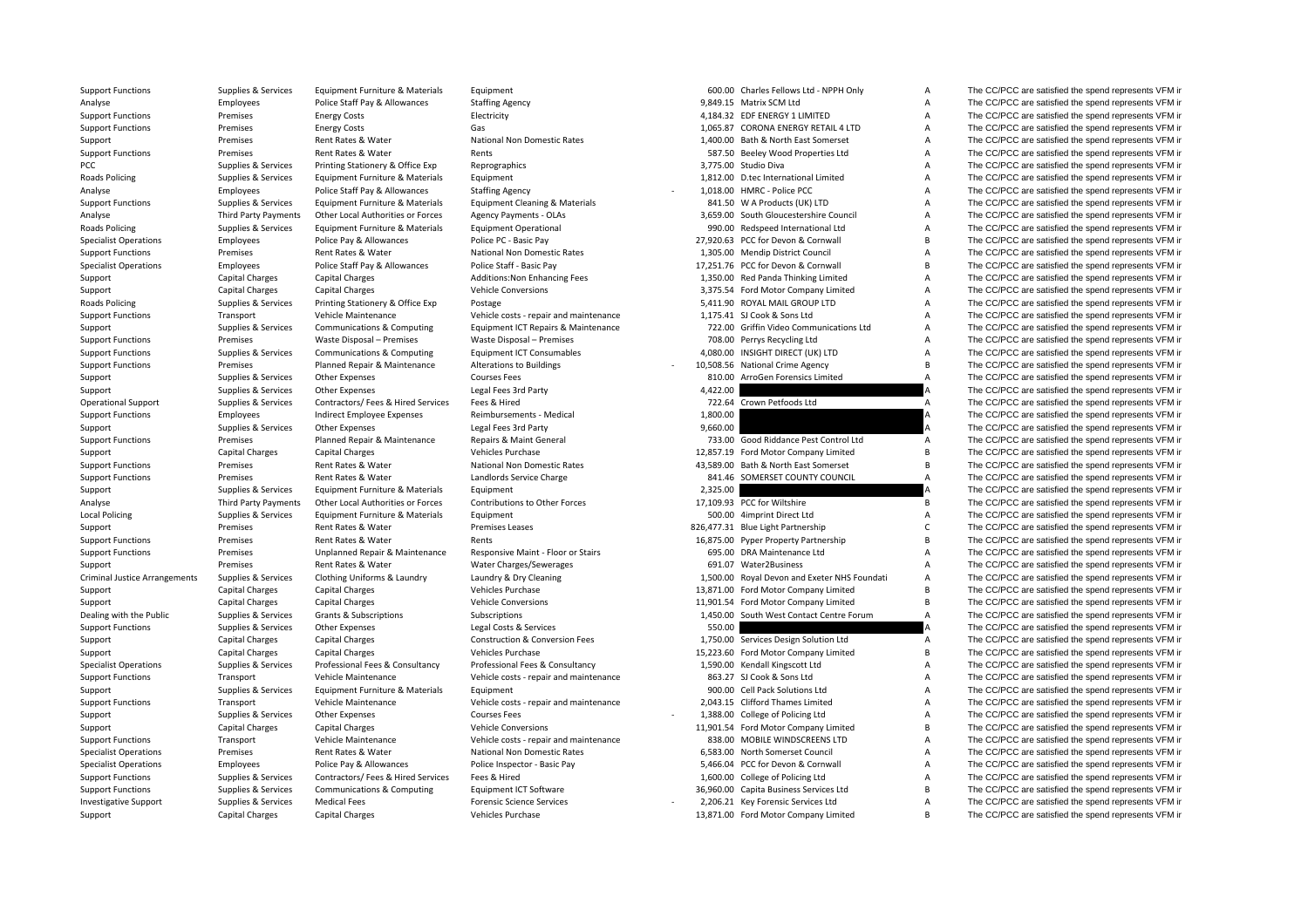| | | | | | | | |
|---|---|---|---|---|---|---|---|
| Support Functions | Supplies & Services | Equipment Furniture & Materials | Equipment | 600.00 | Charles Fellows Ltd - NPPH Only | A | The CC/PCC are satisfied the spend represents VFM ir |
| Analyse | Employees | Police Staff Pay & Allowances | Staffing Agency | 9,849.15 | Matrix SCM Ltd | A | The CC/PCC are satisfied the spend represents VFM ir |
| Support Functions | Premises | Energy Costs | Electricity | 4,184.32 | EDF ENERGY 1 LIMITED | A | The CC/PCC are satisfied the spend represents VFM ir |
| Support Functions | Premises | Energy Costs | Gas | 1,065.87 | CORONA ENERGY RETAIL 4 LTD | A | The CC/PCC are satisfied the spend represents VFM ir |
| Support | Premises | Rent Rates & Water | National Non Domestic Rates | 1,400.00 | Bath & North East Somerset | A | The CC/PCC are satisfied the spend represents VFM ir |
| Support Functions | Premises | Rent Rates & Water | Rents | 587.50 | Beeley Wood Properties Ltd | A | The CC/PCC are satisfied the spend represents VFM ir |
| PCC | Supplies & Services | Printing Stationery & Office Exp | Reprographics | 3,775.00 | Studio Diva | A | The CC/PCC are satisfied the spend represents VFM ir |
| Roads Policing | Supplies & Services | Equipment Furniture & Materials | Equipment | 1,812.00 | D.tec International Limited | A | The CC/PCC are satisfied the spend represents VFM ir |
| Analyse | Employees | Police Staff Pay & Allowances | Staffing Agency | - 1,018.00 | HMRC - Police PCC | A | The CC/PCC are satisfied the spend represents VFM ir |
| Support Functions | Supplies & Services | Equipment Furniture & Materials | Equipment Cleaning & Materials | 841.50 | W A Products (UK) LTD | A | The CC/PCC are satisfied the spend represents VFM ir |
| Analyse | Third Party Payments | Other Local Authorities or Forces | Agency Payments - OLAs | 3,659.00 | South Gloucestershire Council | A | The CC/PCC are satisfied the spend represents VFM ir |
| Roads Policing | Supplies & Services | Equipment Furniture & Materials | Equipment Operational | 990.00 | Redspeed International Ltd | A | The CC/PCC are satisfied the spend represents VFM ir |
| Specialist Operations | Employees | Police Pay & Allowances | Police PC - Basic Pay | 27,920.63 | PCC for Devon & Cornwall | B | The CC/PCC are satisfied the spend represents VFM ir |
| Support Functions | Premises | Rent Rates & Water | National Non Domestic Rates | 1,305.00 | Mendip District Council | A | The CC/PCC are satisfied the spend represents VFM ir |
| Specialist Operations | Employees | Police Staff Pay & Allowances | Police Staff - Basic Pay | 17,251.76 | PCC for Devon & Cornwall | B | The CC/PCC are satisfied the spend represents VFM ir |
| Support | Capital Charges | Capital Charges | Additions:Non Enhancing Fees | 1,350.00 | Red Panda Thinking Limited | A | The CC/PCC are satisfied the spend represents VFM ir |
| Support | Capital Charges | Capital Charges | Vehicle Conversions | 3,375.54 | Ford Motor Company Limited | A | The CC/PCC are satisfied the spend represents VFM ir |
| Roads Policing | Supplies & Services | Printing Stationery & Office Exp | Postage | 5,411.90 | ROYAL MAIL GROUP LTD | A | The CC/PCC are satisfied the spend represents VFM ir |
| Support Functions | Transport | Vehicle Maintenance | Vehicle costs - repair and maintenance | 1,175.41 | SJ Cook & Sons Ltd | A | The CC/PCC are satisfied the spend represents VFM ir |
| Support | Supplies & Services | Communications & Computing | Equipment ICT Repairs & Maintenance | 722.00 | Griffin Video Communications Ltd | A | The CC/PCC are satisfied the spend represents VFM ir |
| Support Functions | Premises | Waste Disposal – Premises | Waste Disposal – Premises | 708.00 | Perrys Recycling Ltd | A | The CC/PCC are satisfied the spend represents VFM ir |
| Support Functions | Supplies & Services | Communications & Computing | Equipment ICT Consumables | 4,080.00 | INSIGHT DIRECT (UK) LTD | A | The CC/PCC are satisfied the spend represents VFM ir |
| Support Functions | Premises | Planned Repair & Maintenance | Alterations to Buildings | - 10,508.56 | National Crime Agency | B | The CC/PCC are satisfied the spend represents VFM ir |
| Support | Supplies & Services | Other Expenses | Courses Fees | 810.00 | ArroGen Forensics Limited | A | The CC/PCC are satisfied the spend represents VFM ir |
| Support | Supplies & Services | Other Expenses | Legal Fees 3rd Party | 4,422.00 | | A | The CC/PCC are satisfied the spend represents VFM ir |
| Operational Support | Supplies & Services | Contractors/ Fees & Hired Services | Fees & Hired | 722.64 | Crown Petfoods Ltd | A | The CC/PCC are satisfied the spend represents VFM ir |
| Support Functions | Employees | Indirect Employee Expenses | Reimbursements - Medical | 1,800.00 | | A | The CC/PCC are satisfied the spend represents VFM ir |
| Support | Supplies & Services | Other Expenses | Legal Fees 3rd Party | 9,660.00 | | A | The CC/PCC are satisfied the spend represents VFM ir |
| Support Functions | Premises | Planned Repair & Maintenance | Repairs & Maint General | 733.00 | Good Riddance Pest Control Ltd | A | The CC/PCC are satisfied the spend represents VFM ir |
| Support | Capital Charges | Capital Charges | Vehicles Purchase | 12,857.19 | Ford Motor Company Limited | B | The CC/PCC are satisfied the spend represents VFM ir |
| Support Functions | Premises | Rent Rates & Water | National Non Domestic Rates | 43,589.00 | Bath & North East Somerset | B | The CC/PCC are satisfied the spend represents VFM ir |
| Support Functions | Premises | Rent Rates & Water | Landlords Service Charge | 841.46 | SOMERSET COUNTY COUNCIL | A | The CC/PCC are satisfied the spend represents VFM ir |
| Support | Supplies & Services | Equipment Furniture & Materials | Equipment | 2,325.00 | | A | The CC/PCC are satisfied the spend represents VFM ir |
| Analyse | Third Party Payments | Other Local Authorities or Forces | Contributions to Other Forces | 17,109.93 | PCC for Wiltshire | B | The CC/PCC are satisfied the spend represents VFM ir |
| Local Policing | Supplies & Services | Equipment Furniture & Materials | Equipment | 500.00 | 4imprint Direct Ltd | A | The CC/PCC are satisfied the spend represents VFM ir |
| Support | Premises | Rent Rates & Water | Premises Leases | 826,477.31 | Blue Light Partnership | C | The CC/PCC are satisfied the spend represents VFM ir |
| Support Functions | Premises | Rent Rates & Water | Rents | 16,875.00 | Pyper Property Partnership | B | The CC/PCC are satisfied the spend represents VFM ir |
| Support Functions | Premises | Unplanned Repair & Maintenance | Responsive Maint - Floor or Stairs | 695.00 | DRA Maintenance Ltd | A | The CC/PCC are satisfied the spend represents VFM ir |
| Support | Premises | Rent Rates & Water | Water Charges/Sewerages | 691.07 | Water2Business | A | The CC/PCC are satisfied the spend represents VFM ir |
| Criminal Justice Arrangements | Supplies & Services | Clothing Uniforms & Laundry | Laundry & Dry Cleaning | 1,500.00 | Royal Devon and Exeter NHS Foundati | A | The CC/PCC are satisfied the spend represents VFM ir |
| Support | Capital Charges | Capital Charges | Vehicles Purchase | 13,871.00 | Ford Motor Company Limited | B | The CC/PCC are satisfied the spend represents VFM ir |
| Support | Capital Charges | Capital Charges | Vehicle Conversions | 11,901.54 | Ford Motor Company Limited | B | The CC/PCC are satisfied the spend represents VFM ir |
| Dealing with the Public | Supplies & Services | Grants & Subscriptions | Subscriptions | 1,450.00 | South West Contact Centre Forum | A | The CC/PCC are satisfied the spend represents VFM ir |
| Support Functions | Supplies & Services | Other Expenses | Legal Costs & Services | 550.00 | | A | The CC/PCC are satisfied the spend represents VFM ir |
| Support | Capital Charges | Capital Charges | Construction & Conversion Fees | 1,750.00 | Services Design Solution Ltd | A | The CC/PCC are satisfied the spend represents VFM ir |
| Support | Capital Charges | Capital Charges | Vehicles Purchase | 15,223.60 | Ford Motor Company Limited | B | The CC/PCC are satisfied the spend represents VFM ir |
| Specialist Operations | Supplies & Services | Professional Fees & Consultancy | Professional Fees & Consultancy | 1,590.00 | Kendall Kingscott Ltd | A | The CC/PCC are satisfied the spend represents VFM ir |
| Support Functions | Transport | Vehicle Maintenance | Vehicle costs - repair and maintenance | 863.27 | SJ Cook & Sons Ltd | A | The CC/PCC are satisfied the spend represents VFM ir |
| Support | Supplies & Services | Equipment Furniture & Materials | Equipment | 900.00 | Cell Pack Solutions Ltd | A | The CC/PCC are satisfied the spend represents VFM ir |
| Support Functions | Transport | Vehicle Maintenance | Vehicle costs - repair and maintenance | 2,043.15 | Clifford Thames Limited | A | The CC/PCC are satisfied the spend represents VFM ir |
| Support | Supplies & Services | Other Expenses | Courses Fees | - 1,388.00 | College of Policing Ltd | A | The CC/PCC are satisfied the spend represents VFM ir |
| Support | Capital Charges | Capital Charges | Vehicle Conversions | 11,901.54 | Ford Motor Company Limited | B | The CC/PCC are satisfied the spend represents VFM ir |
| Support Functions | Transport | Vehicle Maintenance | Vehicle costs - repair and maintenance | 838.00 | MOBILE WINDSCREENS LTD | A | The CC/PCC are satisfied the spend represents VFM ir |
| Specialist Operations | Premises | Rent Rates & Water | National Non Domestic Rates | 6,583.00 | North Somerset Council | A | The CC/PCC are satisfied the spend represents VFM ir |
| Specialist Operations | Employees | Police Pay & Allowances | Police Inspector - Basic Pay | 5,466.04 | PCC for Devon & Cornwall | A | The CC/PCC are satisfied the spend represents VFM ir |
| Support Functions | Supplies & Services | Contractors/ Fees & Hired Services | Fees & Hired | 1,600.00 | College of Policing Ltd | A | The CC/PCC are satisfied the spend represents VFM ir |
| Support Functions | Supplies & Services | Communications & Computing | Equipment ICT Software | 36,960.00 | Capita Business Services Ltd | B | The CC/PCC are satisfied the spend represents VFM ir |
| Investigative Support | Supplies & Services | Medical Fees | Forensic Science Services | - 2,206.21 | Key Forensic Services Ltd | A | The CC/PCC are satisfied the spend represents VFM ir |
| Support | Capital Charges | Capital Charges | Vehicles Purchase | 13,871.00 | Ford Motor Company Limited | B | The CC/PCC are satisfied the spend represents VFM ir |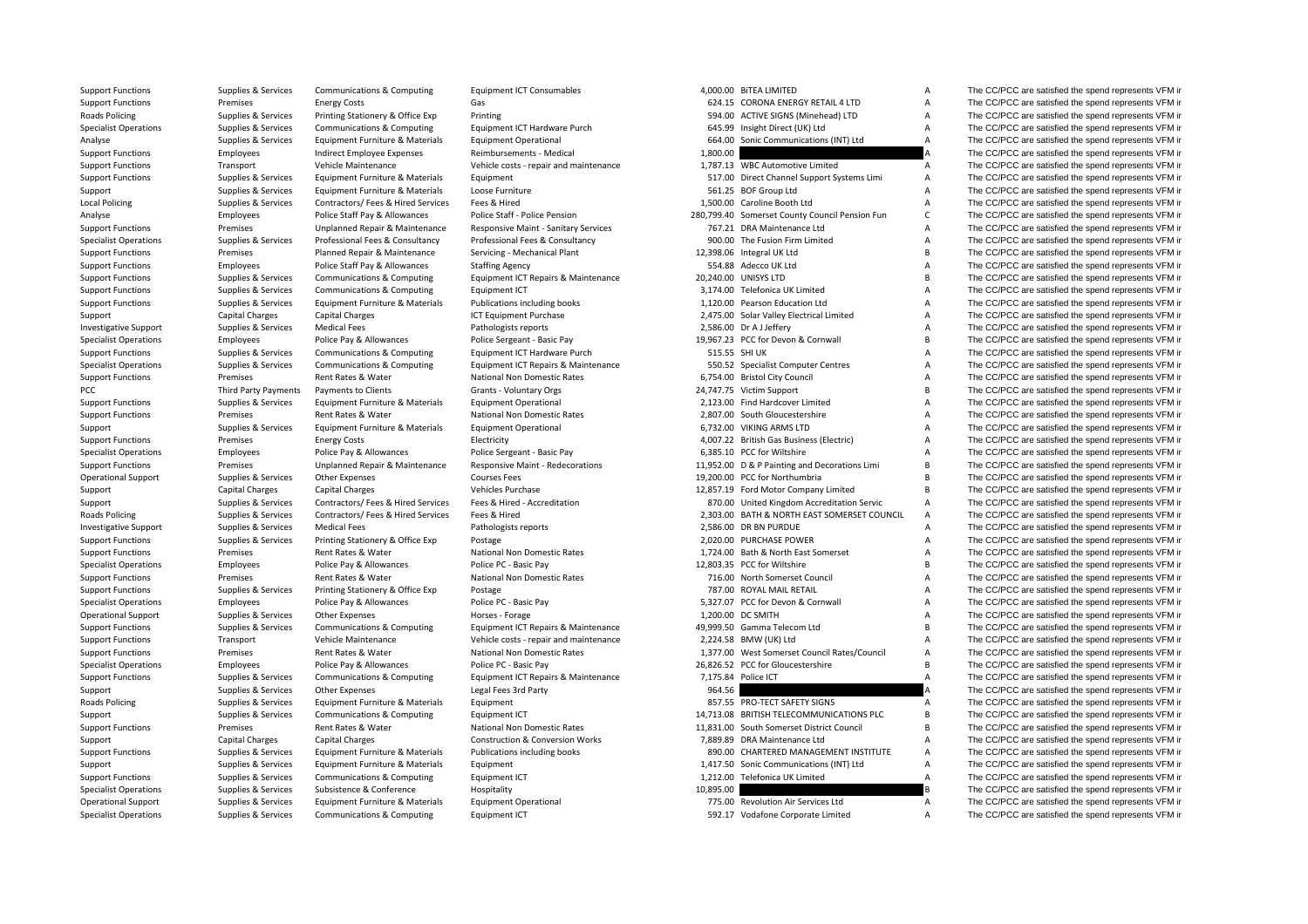| | | | | | | | |
|---|---|---|---|---|---|---|---|
| Support Functions | Supplies & Services | Communications & Computing | Equipment ICT Consumables | 4,000.00 | BiTEA LIMITED | A | The CC/PCC are satisfied the spend represents VFM ir |
| Support Functions | Premises | Energy Costs | Gas | 624.15 | CORONA ENERGY RETAIL 4 LTD | A | The CC/PCC are satisfied the spend represents VFM ir |
| Roads Policing | Supplies & Services | Printing Stationery & Office Exp | Printing | 594.00 | ACTIVE SIGNS (Minehead) LTD | A | The CC/PCC are satisfied the spend represents VFM ir |
| Specialist Operations | Supplies & Services | Communications & Computing | Equipment ICT Hardware Purch | 645.99 | Insight Direct (UK) Ltd | A | The CC/PCC are satisfied the spend represents VFM ir |
| Analyse | Supplies & Services | Equipment Furniture & Materials | Equipment Operational | 664.00 | Sonic Communications (INT) Ltd | A | The CC/PCC are satisfied the spend represents VFM ir |
| Support Functions | Employees | Indirect Employee Expenses | Reimbursements - Medical | 1,800.00 | | A | The CC/PCC are satisfied the spend represents VFM ir |
| Support Functions | Transport | Vehicle Maintenance | Vehicle costs - repair and maintenance | 1,787.13 | WBC Automotive Limited | A | The CC/PCC are satisfied the spend represents VFM ir |
| Support Functions | Supplies & Services | Equipment Furniture & Materials | Equipment | 517.00 | Direct Channel Support Systems Limi | A | The CC/PCC are satisfied the spend represents VFM ir |
| Support | Supplies & Services | Equipment Furniture & Materials | Loose Furniture | 561.25 | BOF Group Ltd | A | The CC/PCC are satisfied the spend represents VFM ir |
| Local Policing | Supplies & Services | Contractors/ Fees & Hired Services | Fees & Hired | 1,500.00 | Caroline Booth Ltd | A | The CC/PCC are satisfied the spend represents VFM ir |
| Analyse | Employees | Police Staff Pay & Allowances | Police Staff - Police Pension | 280,799.40 | Somerset County Council Pension Fun | C | The CC/PCC are satisfied the spend represents VFM ir |
| Support Functions | Premises | Unplanned Repair & Maintenance | Responsive Maint - Sanitary Services | 767.21 | DRA Maintenance Ltd | A | The CC/PCC are satisfied the spend represents VFM ir |
| Specialist Operations | Supplies & Services | Professional Fees & Consultancy | Professional Fees & Consultancy | 900.00 | The Fusion Firm Limited | A | The CC/PCC are satisfied the spend represents VFM ir |
| Support Functions | Premises | Planned Repair & Maintenance | Servicing - Mechanical Plant | 12,398.06 | Integral UK Ltd | B | The CC/PCC are satisfied the spend represents VFM ir |
| Support Functions | Employees | Police Staff Pay & Allowances | Staffing Agency | 554.88 | Adecco UK Ltd | A | The CC/PCC are satisfied the spend represents VFM ir |
| Support Functions | Supplies & Services | Communications & Computing | Equipment ICT Repairs & Maintenance | 20,240.00 | UNISYS LTD | B | The CC/PCC are satisfied the spend represents VFM ir |
| Support Functions | Supplies & Services | Communications & Computing | Equipment ICT | 3,174.00 | Telefonica UK Limited | A | The CC/PCC are satisfied the spend represents VFM ir |
| Support Functions | Supplies & Services | Equipment Furniture & Materials | Publications including books | 1,120.00 | Pearson Education Ltd | A | The CC/PCC are satisfied the spend represents VFM ir |
| Support | Capital Charges | Capital Charges | ICT Equipment Purchase | 2,475.00 | Solar Valley Electrical Limited | A | The CC/PCC are satisfied the spend represents VFM ir |
| Investigative Support | Supplies & Services | Medical Fees | Pathologists reports | 2,586.00 | Dr A J Jeffery | A | The CC/PCC are satisfied the spend represents VFM ir |
| Specialist Operations | Employees | Police Pay & Allowances | Police Sergeant - Basic Pay | 19,967.23 | PCC for Devon & Cornwall | B | The CC/PCC are satisfied the spend represents VFM ir |
| Support Functions | Supplies & Services | Communications & Computing | Equipment ICT Hardware Purch | 515.55 | SHI UK | A | The CC/PCC are satisfied the spend represents VFM ir |
| Specialist Operations | Supplies & Services | Communications & Computing | Equipment ICT Repairs & Maintenance | 550.52 | Specialist Computer Centres | A | The CC/PCC are satisfied the spend represents VFM ir |
| Support Functions | Premises | Rent Rates & Water | National Non Domestic Rates | 6,754.00 | Bristol City Council | A | The CC/PCC are satisfied the spend represents VFM ir |
| PCC | Third Party Payments | Payments to Clients | Grants - Voluntary Orgs | 24,747.75 | Victim Support | B | The CC/PCC are satisfied the spend represents VFM ir |
| Support Functions | Supplies & Services | Equipment Furniture & Materials | Equipment Operational | 2,123.00 | Find Hardcover Limited | A | The CC/PCC are satisfied the spend represents VFM ir |
| Support Functions | Premises | Rent Rates & Water | National Non Domestic Rates | 2,807.00 | South Gloucestershire | A | The CC/PCC are satisfied the spend represents VFM ir |
| Support | Supplies & Services | Equipment Furniture & Materials | Equipment Operational | 6,732.00 | VIKING ARMS LTD | A | The CC/PCC are satisfied the spend represents VFM ir |
| Support Functions | Premises | Energy Costs | Electricity | 4,007.22 | British Gas Business (Electric) | A | The CC/PCC are satisfied the spend represents VFM ir |
| Specialist Operations | Employees | Police Pay & Allowances | Police Sergeant - Basic Pay | 6,385.10 | PCC for Wiltshire | A | The CC/PCC are satisfied the spend represents VFM ir |
| Support Functions | Premises | Unplanned Repair & Maintenance | Responsive Maint - Redecorations | 11,952.00 | D & P Painting and Decorations Limi | B | The CC/PCC are satisfied the spend represents VFM ir |
| Operational Support | Supplies & Services | Other Expenses | Courses Fees | 19,200.00 | PCC for Northumbria | B | The CC/PCC are satisfied the spend represents VFM ir |
| Support | Capital Charges | Capital Charges | Vehicles Purchase | 12,857.19 | Ford Motor Company Limited | B | The CC/PCC are satisfied the spend represents VFM ir |
| Support | Supplies & Services | Contractors/ Fees & Hired Services | Fees & Hired - Accreditation | 870.00 | United Kingdom Accreditation Servic | A | The CC/PCC are satisfied the spend represents VFM ir |
| Roads Policing | Supplies & Services | Contractors/ Fees & Hired Services | Fees & Hired | 2,303.00 | BATH & NORTH EAST SOMERSET COUNCIL | A | The CC/PCC are satisfied the spend represents VFM ir |
| Investigative Support | Supplies & Services | Medical Fees | Pathologists reports | 2,586.00 | DR BN PURDUE | A | The CC/PCC are satisfied the spend represents VFM ir |
| Support Functions | Supplies & Services | Printing Stationery & Office Exp | Postage | 2,020.00 | PURCHASE POWER | A | The CC/PCC are satisfied the spend represents VFM ir |
| Support Functions | Premises | Rent Rates & Water | National Non Domestic Rates | 1,724.00 | Bath & North East Somerset | A | The CC/PCC are satisfied the spend represents VFM ir |
| Specialist Operations | Employees | Police Pay & Allowances | Police PC - Basic Pay | 12,803.35 | PCC for Wiltshire | B | The CC/PCC are satisfied the spend represents VFM ir |
| Support Functions | Premises | Rent Rates & Water | National Non Domestic Rates | 716.00 | North Somerset Council | A | The CC/PCC are satisfied the spend represents VFM ir |
| Support Functions | Supplies & Services | Printing Stationery & Office Exp | Postage | 787.00 | ROYAL MAIL RETAIL | A | The CC/PCC are satisfied the spend represents VFM ir |
| Specialist Operations | Employees | Police Pay & Allowances | Police PC - Basic Pay | 5,327.07 | PCC for Devon & Cornwall | A | The CC/PCC are satisfied the spend represents VFM ir |
| Operational Support | Supplies & Services | Other Expenses | Horses - Forage | 1,200.00 | DC SMITH | A | The CC/PCC are satisfied the spend represents VFM ir |
| Support Functions | Supplies & Services | Communications & Computing | Equipment ICT Repairs & Maintenance | 49,999.50 | Gamma Telecom Ltd | B | The CC/PCC are satisfied the spend represents VFM ir |
| Support Functions | Transport | Vehicle Maintenance | Vehicle costs - repair and maintenance | 2,224.58 | BMW (UK) Ltd | A | The CC/PCC are satisfied the spend represents VFM ir |
| Support Functions | Premises | Rent Rates & Water | National Non Domestic Rates | 1,377.00 | West Somerset Council Rates/Council | A | The CC/PCC are satisfied the spend represents VFM ir |
| Specialist Operations | Employees | Police Pay & Allowances | Police PC - Basic Pay | 26,826.52 | PCC for Gloucestershire | B | The CC/PCC are satisfied the spend represents VFM ir |
| Support Functions | Supplies & Services | Communications & Computing | Equipment ICT Repairs & Maintenance | 7,175.84 | Police ICT | A | The CC/PCC are satisfied the spend represents VFM ir |
| Support | Supplies & Services | Other Expenses | Legal Fees 3rd Party | 964.56 | | A | The CC/PCC are satisfied the spend represents VFM ir |
| Roads Policing | Supplies & Services | Equipment Furniture & Materials | Equipment | 857.55 | PRO-TECT SAFETY SIGNS | A | The CC/PCC are satisfied the spend represents VFM ir |
| Support | Supplies & Services | Communications & Computing | Equipment ICT | 14,713.08 | BRITISH TELECOMMUNICATIONS PLC | B | The CC/PCC are satisfied the spend represents VFM ir |
| Support Functions | Premises | Rent Rates & Water | National Non Domestic Rates | 11,831.00 | South Somerset District Council | B | The CC/PCC are satisfied the spend represents VFM ir |
| Support | Capital Charges | Capital Charges | Construction & Conversion Works | 7,889.89 | DRA Maintenance Ltd | A | The CC/PCC are satisfied the spend represents VFM ir |
| Support Functions | Supplies & Services | Equipment Furniture & Materials | Publications including books | 890.00 | CHARTERED MANAGEMENT INSTITUTE | A | The CC/PCC are satisfied the spend represents VFM ir |
| Support | Supplies & Services | Equipment Furniture & Materials | Equipment | 1,417.50 | Sonic Communications (INT) Ltd | A | The CC/PCC are satisfied the spend represents VFM ir |
| Support Functions | Supplies & Services | Communications & Computing | Equipment ICT | 1,212.00 | Telefonica UK Limited | A | The CC/PCC are satisfied the spend represents VFM ir |
| Specialist Operations | Supplies & Services | Subsistence & Conference | Hospitality | 10,895.00 | | B | The CC/PCC are satisfied the spend represents VFM ir |
| Operational Support | Supplies & Services | Equipment Furniture & Materials | Equipment Operational | 775.00 | Revolution Air Services Ltd | A | The CC/PCC are satisfied the spend represents VFM ir |
| Specialist Operations | Supplies & Services | Communications & Computing | Equipment ICT | 592.17 | Vodafone Corporate Limited | A | The CC/PCC are satisfied the spend represents VFM ir |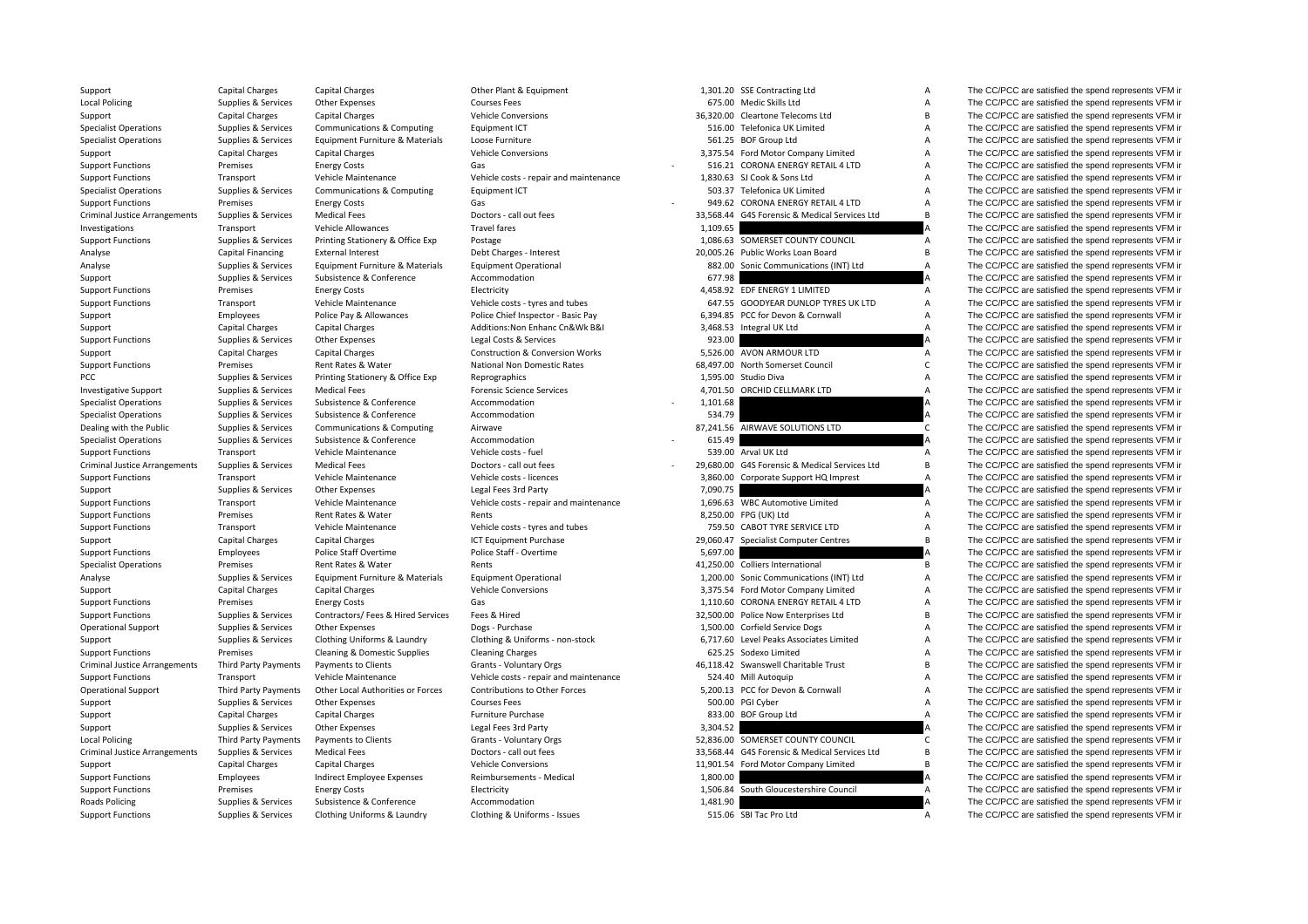| | | | | | | | |
|---|---|---|---|---|---|---|---|
| Support | Capital Charges | Capital Charges | Other Plant & Equipment | 1,301.20 | SSE Contracting Ltd | A | The CC/PCC are satisfied the spend represents VFM ir |
| Local Policing | Supplies & Services | Other Expenses | Courses Fees | 675.00 | Medic Skills Ltd | A | The CC/PCC are satisfied the spend represents VFM ir |
| Support | Capital Charges | Capital Charges | Vehicle Conversions | 36,320.00 | Cleartone Telecoms Ltd | B | The CC/PCC are satisfied the spend represents VFM ir |
| Specialist Operations | Supplies & Services | Communications & Computing | Equipment ICT | 516.00 | Telefonica UK Limited | A | The CC/PCC are satisfied the spend represents VFM ir |
| Specialist Operations | Supplies & Services | Equipment Furniture & Materials | Loose Furniture | 561.25 | BOF Group Ltd | A | The CC/PCC are satisfied the spend represents VFM ir |
| Support | Capital Charges | Capital Charges | Vehicle Conversions | 3,375.54 | Ford Motor Company Limited | A | The CC/PCC are satisfied the spend represents VFM ir |
| Support Functions | Premises | Energy Costs | Gas | - 516.21 | CORONA ENERGY RETAIL 4 LTD | A | The CC/PCC are satisfied the spend represents VFM ir |
| Support Functions | Transport | Vehicle Maintenance | Vehicle costs - repair and maintenance | 1,830.63 | SJ Cook & Sons Ltd | A | The CC/PCC are satisfied the spend represents VFM ir |
| Specialist Operations | Supplies & Services | Communications & Computing | Equipment ICT | 503.37 | Telefonica UK Limited | A | The CC/PCC are satisfied the spend represents VFM ir |
| Support Functions | Premises | Energy Costs | Gas | - 949.62 | CORONA ENERGY RETAIL 4 LTD | A | The CC/PCC are satisfied the spend represents VFM ir |
| Criminal Justice Arrangements | Supplies & Services | Medical Fees | Doctors - call out fees | 33,568.44 | G4S Forensic & Medical Services Ltd | B | The CC/PCC are satisfied the spend represents VFM ir |
| Investigations | Transport | Vehicle Allowances | Travel fares | 1,109.65 | | A | The CC/PCC are satisfied the spend represents VFM ir |
| Support Functions | Supplies & Services | Printing Stationery & Office Exp | Postage | 1,086.63 | SOMERSET COUNTY COUNCIL | A | The CC/PCC are satisfied the spend represents VFM ir |
| Analyse | Capital Financing | External Interest | Debt Charges - Interest | 20,005.26 | Public Works Loan Board | B | The CC/PCC are satisfied the spend represents VFM ir |
| Analyse | Supplies & Services | Equipment Furniture & Materials | Equipment Operational | 882.00 | Sonic Communications (INT) Ltd | A | The CC/PCC are satisfied the spend represents VFM ir |
| Support | Supplies & Services | Subsistence & Conference | Accommodation | 677.98 | | A | The CC/PCC are satisfied the spend represents VFM ir |
| Support Functions | Premises | Energy Costs | Electricity | 4,458.92 | EDF ENERGY 1 LIMITED | A | The CC/PCC are satisfied the spend represents VFM ir |
| Support Functions | Transport | Vehicle Maintenance | Vehicle costs - tyres and tubes | 647.55 | GOODYEAR DUNLOP TYRES UK LTD | A | The CC/PCC are satisfied the spend represents VFM ir |
| Support | Employees | Police Pay & Allowances | Police Chief Inspector - Basic Pay | 6,394.85 | PCC for Devon & Cornwall | A | The CC/PCC are satisfied the spend represents VFM ir |
| Support | Capital Charges | Capital Charges | Additions:Non Enhanc Cn&Wk B&I | 3,468.53 | Integral UK Ltd | A | The CC/PCC are satisfied the spend represents VFM ir |
| Support Functions | Supplies & Services | Other Expenses | Legal Costs & Services | 923.00 | | A | The CC/PCC are satisfied the spend represents VFM ir |
| Support | Capital Charges | Capital Charges | Construction & Conversion Works | 5,526.00 | AVON ARMOUR LTD | A | The CC/PCC are satisfied the spend represents VFM ir |
| Support Functions | Premises | Rent Rates & Water | National Non Domestic Rates | 68,497.00 | North Somerset Council | C | The CC/PCC are satisfied the spend represents VFM ir |
| PCC | Supplies & Services | Printing Stationery & Office Exp | Reprographics | 1,595.00 | Studio Diva | A | The CC/PCC are satisfied the spend represents VFM ir |
| Investigative Support | Supplies & Services | Medical Fees | Forensic Science Services | 4,701.50 | ORCHID CELLMARK LTD | A | The CC/PCC are satisfied the spend represents VFM ir |
| Specialist Operations | Supplies & Services | Subsistence & Conference | Accommodation | - 1,101.68 | | A | The CC/PCC are satisfied the spend represents VFM ir |
| Specialist Operations | Supplies & Services | Subsistence & Conference | Accommodation | 534.79 | | A | The CC/PCC are satisfied the spend represents VFM ir |
| Dealing with the Public | Supplies & Services | Communications & Computing | Airwave | 87,241.56 | AIRWAVE SOLUTIONS LTD | C | The CC/PCC are satisfied the spend represents VFM ir |
| Specialist Operations | Supplies & Services | Subsistence & Conference | Accommodation | - 615.49 | | A | The CC/PCC are satisfied the spend represents VFM ir |
| Support Functions | Transport | Vehicle Maintenance | Vehicle costs - fuel | 539.00 | Arval UK Ltd | A | The CC/PCC are satisfied the spend represents VFM ir |
| Criminal Justice Arrangements | Supplies & Services | Medical Fees | Doctors - call out fees | - 29,680.00 | G4S Forensic & Medical Services Ltd | B | The CC/PCC are satisfied the spend represents VFM ir |
| Support Functions | Transport | Vehicle Maintenance | Vehicle costs - licences | 3,860.00 | Corporate Support HQ Imprest | A | The CC/PCC are satisfied the spend represents VFM ir |
| Support | Supplies & Services | Other Expenses | Legal Fees 3rd Party | 7,090.75 | | A | The CC/PCC are satisfied the spend represents VFM ir |
| Support Functions | Transport | Vehicle Maintenance | Vehicle costs - repair and maintenance | 1,696.63 | WBC Automotive Limited | A | The CC/PCC are satisfied the spend represents VFM ir |
| Support Functions | Premises | Rent Rates & Water | Rents | 8,250.00 | FPG (UK) Ltd | A | The CC/PCC are satisfied the spend represents VFM ir |
| Support Functions | Transport | Vehicle Maintenance | Vehicle costs - tyres and tubes | 759.50 | CABOT TYRE SERVICE LTD | A | The CC/PCC are satisfied the spend represents VFM ir |
| Support | Capital Charges | Capital Charges | ICT Equipment Purchase | 29,060.47 | Specialist Computer Centres | B | The CC/PCC are satisfied the spend represents VFM ir |
| Support Functions | Employees | Police Staff Overtime | Police Staff - Overtime | 5,697.00 | | A | The CC/PCC are satisfied the spend represents VFM ir |
| Specialist Operations | Premises | Rent Rates & Water | Rents | 41,250.00 | Colliers International | B | The CC/PCC are satisfied the spend represents VFM ir |
| Analyse | Supplies & Services | Equipment Furniture & Materials | Equipment Operational | 1,200.00 | Sonic Communications (INT) Ltd | A | The CC/PCC are satisfied the spend represents VFM ir |
| Support | Capital Charges | Capital Charges | Vehicle Conversions | 3,375.54 | Ford Motor Company Limited | A | The CC/PCC are satisfied the spend represents VFM ir |
| Support Functions | Premises | Energy Costs | Gas | 1,110.60 | CORONA ENERGY RETAIL 4 LTD | A | The CC/PCC are satisfied the spend represents VFM ir |
| Support Functions | Supplies & Services | Contractors/ Fees & Hired Services | Fees & Hired | 32,500.00 | Police Now Enterprises Ltd | B | The CC/PCC are satisfied the spend represents VFM ir |
| Operational Support | Supplies & Services | Other Expenses | Dogs - Purchase | 1,500.00 | Corfield Service Dogs | A | The CC/PCC are satisfied the spend represents VFM ir |
| Support | Supplies & Services | Clothing Uniforms & Laundry | Clothing & Uniforms - non-stock | 6,717.60 | Level Peaks Associates Limited | A | The CC/PCC are satisfied the spend represents VFM ir |
| Support Functions | Premises | Cleaning & Domestic Supplies | Cleaning Charges | 625.25 | Sodexo Limited | A | The CC/PCC are satisfied the spend represents VFM ir |
| Criminal Justice Arrangements | Third Party Payments | Payments to Clients | Grants - Voluntary Orgs | 46,118.42 | Swanswell Charitable Trust | B | The CC/PCC are satisfied the spend represents VFM ir |
| Support Functions | Transport | Vehicle Maintenance | Vehicle costs - repair and maintenance | 524.40 | Mill Autoquip | A | The CC/PCC are satisfied the spend represents VFM ir |
| Operational Support | Third Party Payments | Other Local Authorities or Forces | Contributions to Other Forces | 5,200.13 | PCC for Devon & Cornwall | A | The CC/PCC are satisfied the spend represents VFM ir |
| Support | Supplies & Services | Other Expenses | Courses Fees | 500.00 | PGI Cyber | A | The CC/PCC are satisfied the spend represents VFM ir |
| Support | Capital Charges | Capital Charges | Furniture Purchase | 833.00 | BOF Group Ltd | A | The CC/PCC are satisfied the spend represents VFM ir |
| Support | Supplies & Services | Other Expenses | Legal Fees 3rd Party | 3,304.52 | | A | The CC/PCC are satisfied the spend represents VFM ir |
| Local Policing | Third Party Payments | Payments to Clients | Grants - Voluntary Orgs | 52,836.00 | SOMERSET COUNTY COUNCIL | C | The CC/PCC are satisfied the spend represents VFM ir |
| Criminal Justice Arrangements | Supplies & Services | Medical Fees | Doctors - call out fees | 33,568.44 | G4S Forensic & Medical Services Ltd | B | The CC/PCC are satisfied the spend represents VFM ir |
| Support | Capital Charges | Capital Charges | Vehicle Conversions | 11,901.54 | Ford Motor Company Limited | B | The CC/PCC are satisfied the spend represents VFM ir |
| Support Functions | Employees | Indirect Employee Expenses | Reimbursements - Medical | 1,800.00 | | A | The CC/PCC are satisfied the spend represents VFM ir |
| Support Functions | Premises | Energy Costs | Electricity | 1,506.84 | South Gloucestershire Council | A | The CC/PCC are satisfied the spend represents VFM ir |
| Roads Policing | Supplies & Services | Subsistence & Conference | Accommodation | 1,481.90 | | A | The CC/PCC are satisfied the spend represents VFM ir |
| Support Functions | Supplies & Services | Clothing Uniforms & Laundry | Clothing & Uniforms - Issues | 515.06 | SBI Tac Pro Ltd | A | The CC/PCC are satisfied the spend represents VFM ir |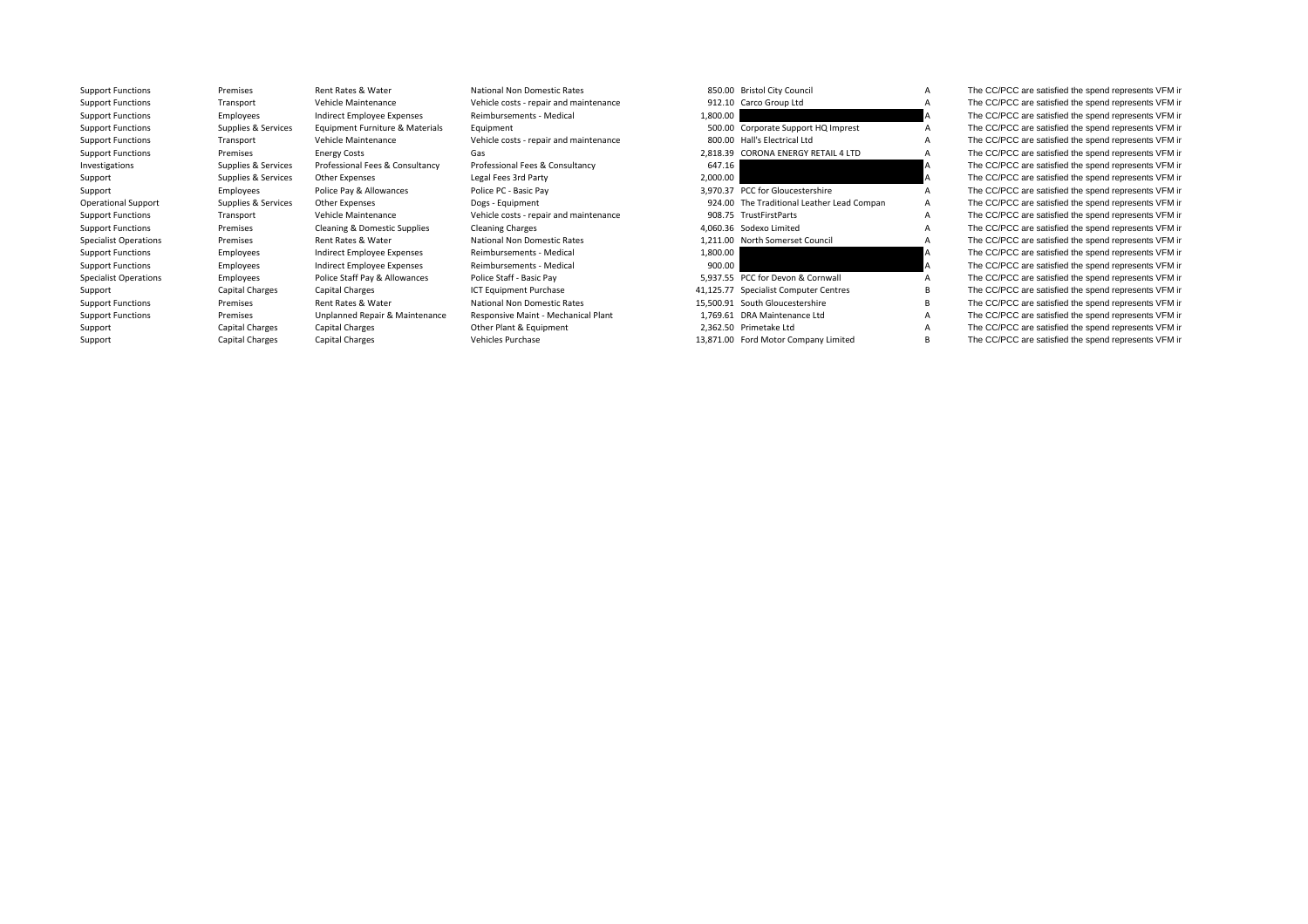| | | | | | | | |
|---|---|---|---|---|---|---|---|
| Support Functions | Premises | Rent Rates & Water | National Non Domestic Rates | 850.00 | Bristol City Council | A | The CC/PCC are satisfied the spend represents VFM ir |
| Support Functions | Transport | Vehicle Maintenance | Vehicle costs - repair and maintenance | 912.10 | Carco Group Ltd | A | The CC/PCC are satisfied the spend represents VFM ir |
| Support Functions | Employees | Indirect Employee Expenses | Reimbursements - Medical | 1,800.00 | | A | The CC/PCC are satisfied the spend represents VFM ir |
| Support Functions | Supplies & Services | Equipment Furniture & Materials | Equipment | 500.00 | Corporate Support HQ Imprest | A | The CC/PCC are satisfied the spend represents VFM ir |
| Support Functions | Transport | Vehicle Maintenance | Vehicle costs - repair and maintenance | 800.00 | Hall's Electrical Ltd | A | The CC/PCC are satisfied the spend represents VFM ir |
| Support Functions | Premises | Energy Costs | Gas | 2,818.39 | CORONA ENERGY RETAIL 4 LTD | A | The CC/PCC are satisfied the spend represents VFM ir |
| Investigations | Supplies & Services | Professional Fees & Consultancy | Professional Fees & Consultancy | 647.16 | | A | The CC/PCC are satisfied the spend represents VFM ir |
| Support | Supplies & Services | Other Expenses | Legal Fees 3rd Party | 2,000.00 | | A | The CC/PCC are satisfied the spend represents VFM ir |
| Support | Employees | Police Pay & Allowances | Police PC - Basic Pay | 3,970.37 | PCC for Gloucestershire | A | The CC/PCC are satisfied the spend represents VFM ir |
| Operational Support | Supplies & Services | Other Expenses | Dogs - Equipment | 924.00 | The Traditional Leather Lead Compan | A | The CC/PCC are satisfied the spend represents VFM ir |
| Support Functions | Transport | Vehicle Maintenance | Vehicle costs - repair and maintenance | 908.75 | TrustFirstParts | A | The CC/PCC are satisfied the spend represents VFM ir |
| Support Functions | Premises | Cleaning & Domestic Supplies | Cleaning Charges | 4,060.36 | Sodexo Limited | A | The CC/PCC are satisfied the spend represents VFM ir |
| Specialist Operations | Premises | Rent Rates & Water | National Non Domestic Rates | 1,211.00 | North Somerset Council | A | The CC/PCC are satisfied the spend represents VFM ir |
| Support Functions | Employees | Indirect Employee Expenses | Reimbursements - Medical | 1,800.00 | | A | The CC/PCC are satisfied the spend represents VFM ir |
| Support Functions | Employees | Indirect Employee Expenses | Reimbursements - Medical | 900.00 | | A | The CC/PCC are satisfied the spend represents VFM ir |
| Specialist Operations | Employees | Police Staff Pay & Allowances | Police Staff - Basic Pay | 5,937.55 | PCC for Devon & Cornwall | A | The CC/PCC are satisfied the spend represents VFM ir |
| Support | Capital Charges | Capital Charges | ICT Equipment Purchase | 41,125.77 | Specialist Computer Centres | B | The CC/PCC are satisfied the spend represents VFM ir |
| Support Functions | Premises | Rent Rates & Water | National Non Domestic Rates | 15,500.91 | South Gloucestershire | B | The CC/PCC are satisfied the spend represents VFM ir |
| Support Functions | Premises | Unplanned Repair & Maintenance | Responsive Maint - Mechanical Plant | 1,769.61 | DRA Maintenance Ltd | A | The CC/PCC are satisfied the spend represents VFM ir |
| Support | Capital Charges | Capital Charges | Other Plant & Equipment | 2,362.50 | Primetake Ltd | A | The CC/PCC are satisfied the spend represents VFM ir |
| Support | Capital Charges | Capital Charges | Vehicles Purchase | 13,871.00 | Ford Motor Company Limited | B | The CC/PCC are satisfied the spend represents VFM ir |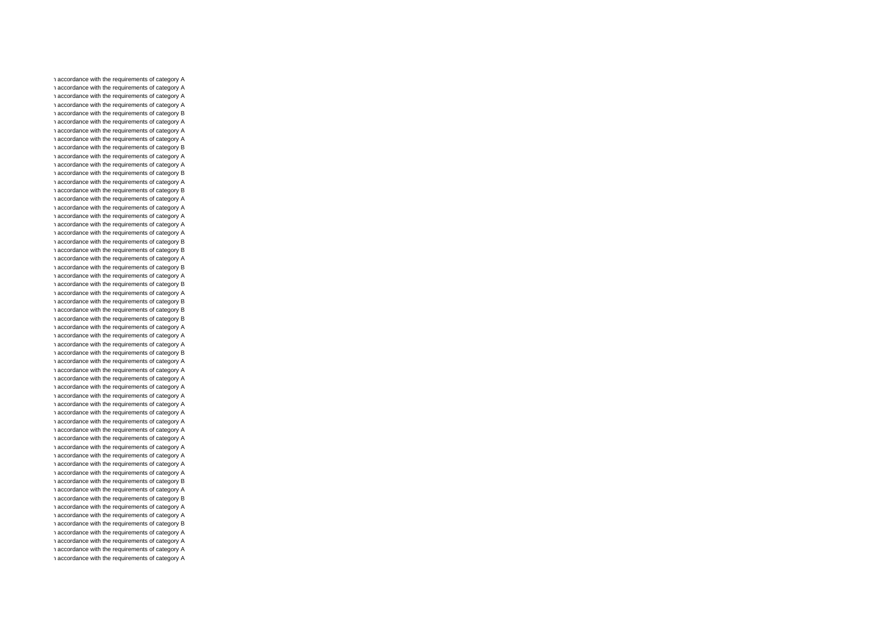n accordance with the requirements of category A
n accordance with the requirements of category A
n accordance with the requirements of category A
n accordance with the requirements of category A
n accordance with the requirements of category B
n accordance with the requirements of category A
n accordance with the requirements of category A
n accordance with the requirements of category A
n accordance with the requirements of category B
n accordance with the requirements of category A
n accordance with the requirements of category A
n accordance with the requirements of category B
n accordance with the requirements of category A
n accordance with the requirements of category B
n accordance with the requirements of category A
n accordance with the requirements of category A
n accordance with the requirements of category A
n accordance with the requirements of category A
n accordance with the requirements of category A
n accordance with the requirements of category B
n accordance with the requirements of category B
n accordance with the requirements of category A
n accordance with the requirements of category B
n accordance with the requirements of category A
n accordance with the requirements of category B
n accordance with the requirements of category A
n accordance with the requirements of category B
n accordance with the requirements of category B
n accordance with the requirements of category B
n accordance with the requirements of category A
n accordance with the requirements of category A
n accordance with the requirements of category A
n accordance with the requirements of category B
n accordance with the requirements of category A
n accordance with the requirements of category A
n accordance with the requirements of category A
n accordance with the requirements of category A
n accordance with the requirements of category A
n accordance with the requirements of category A
n accordance with the requirements of category A
n accordance with the requirements of category A
n accordance with the requirements of category A
n accordance with the requirements of category A
n accordance with the requirements of category A
n accordance with the requirements of category A
n accordance with the requirements of category A
n accordance with the requirements of category A
n accordance with the requirements of category B
n accordance with the requirements of category A
n accordance with the requirements of category B
n accordance with the requirements of category A
n accordance with the requirements of category A
n accordance with the requirements of category B
n accordance with the requirements of category A
n accordance with the requirements of category A
n accordance with the requirements of category A
n accordance with the requirements of category A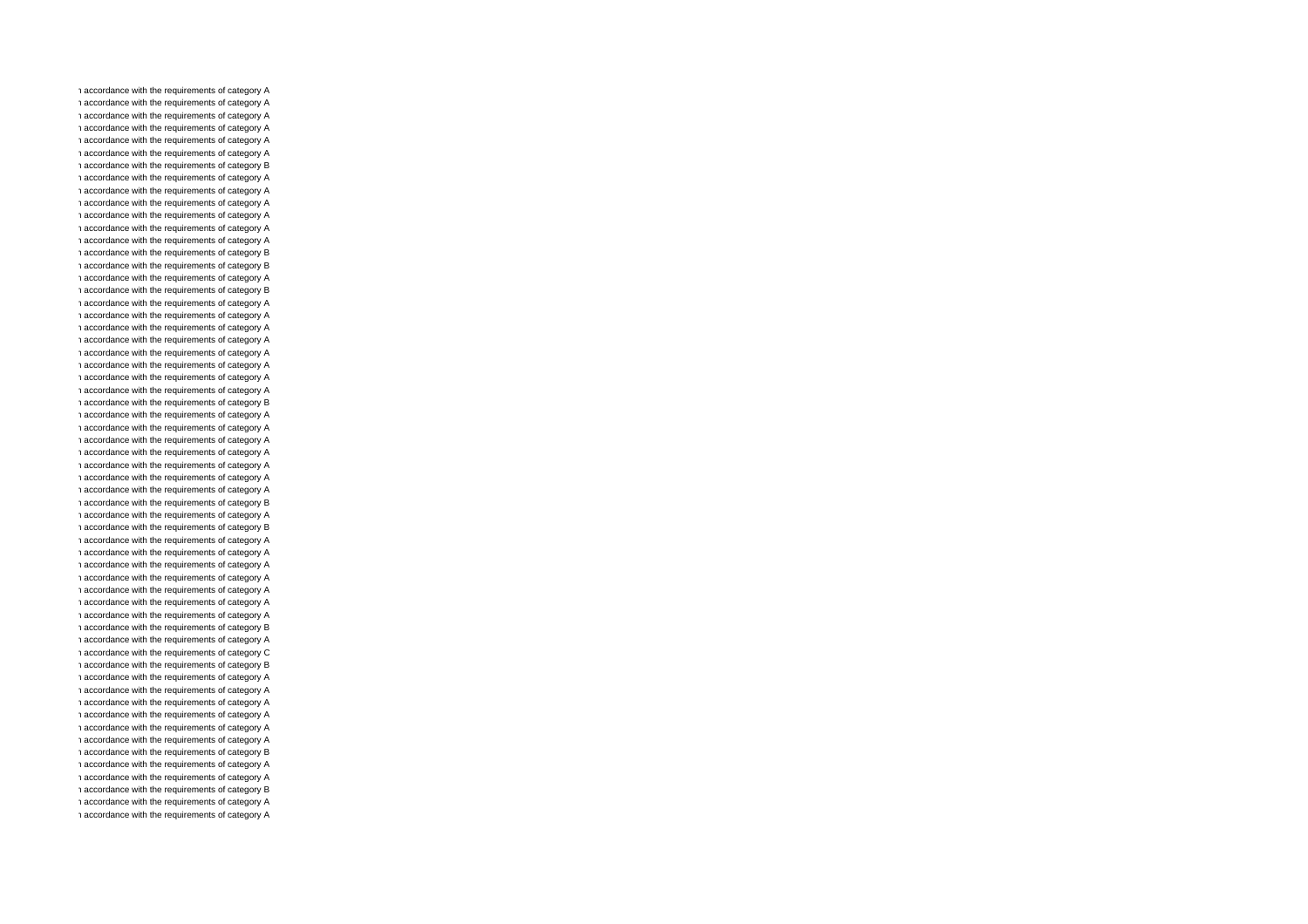n accordance with the requirements of category A
n accordance with the requirements of category A
n accordance with the requirements of category A
n accordance with the requirements of category A
n accordance with the requirements of category A
n accordance with the requirements of category A
n accordance with the requirements of category B
n accordance with the requirements of category A
n accordance with the requirements of category A
n accordance with the requirements of category A
n accordance with the requirements of category A
n accordance with the requirements of category A
n accordance with the requirements of category A
n accordance with the requirements of category B
n accordance with the requirements of category B
n accordance with the requirements of category A
n accordance with the requirements of category B
n accordance with the requirements of category A
n accordance with the requirements of category A
n accordance with the requirements of category A
n accordance with the requirements of category A
n accordance with the requirements of category A
n accordance with the requirements of category A
n accordance with the requirements of category A
n accordance with the requirements of category A
n accordance with the requirements of category B
n accordance with the requirements of category A
n accordance with the requirements of category A
n accordance with the requirements of category A
n accordance with the requirements of category A
n accordance with the requirements of category A
n accordance with the requirements of category A
n accordance with the requirements of category A
n accordance with the requirements of category B
n accordance with the requirements of category A
n accordance with the requirements of category B
n accordance with the requirements of category A
n accordance with the requirements of category A
n accordance with the requirements of category A
n accordance with the requirements of category A
n accordance with the requirements of category A
n accordance with the requirements of category A
n accordance with the requirements of category A
n accordance with the requirements of category B
n accordance with the requirements of category A
n accordance with the requirements of category C
n accordance with the requirements of category B
n accordance with the requirements of category A
n accordance with the requirements of category A
n accordance with the requirements of category A
n accordance with the requirements of category A
n accordance with the requirements of category A
n accordance with the requirements of category A
n accordance with the requirements of category B
n accordance with the requirements of category A
n accordance with the requirements of category A
n accordance with the requirements of category B
n accordance with the requirements of category A
n accordance with the requirements of category A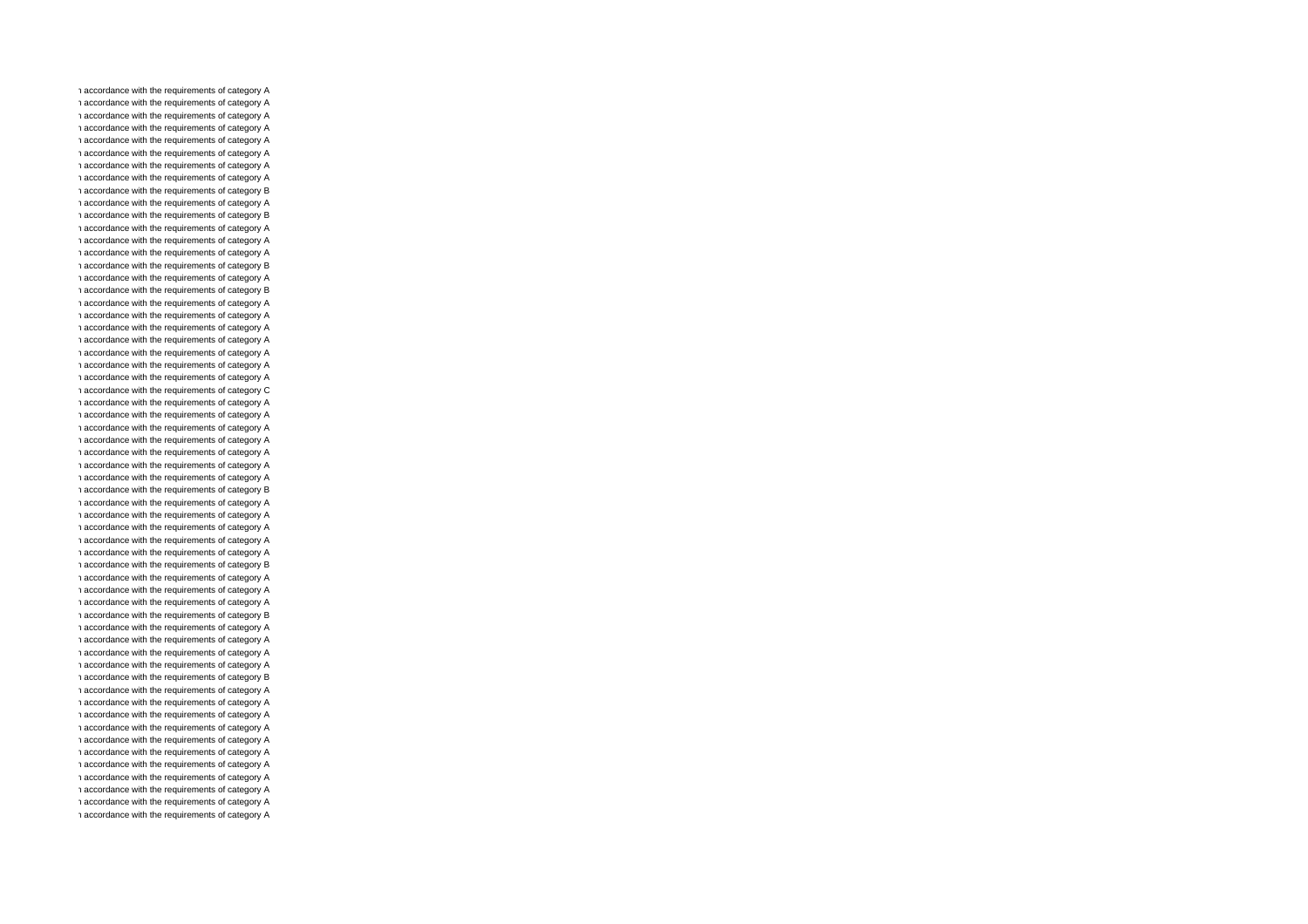n accordance with the requirements of category A
n accordance with the requirements of category A
n accordance with the requirements of category A
n accordance with the requirements of category A
n accordance with the requirements of category A
n accordance with the requirements of category A
n accordance with the requirements of category A
n accordance with the requirements of category A
n accordance with the requirements of category B
n accordance with the requirements of category A
n accordance with the requirements of category B
n accordance with the requirements of category A
n accordance with the requirements of category A
n accordance with the requirements of category A
n accordance with the requirements of category B
n accordance with the requirements of category A
n accordance with the requirements of category B
n accordance with the requirements of category A
n accordance with the requirements of category A
n accordance with the requirements of category A
n accordance with the requirements of category A
n accordance with the requirements of category A
n accordance with the requirements of category A
n accordance with the requirements of category A
n accordance with the requirements of category C
n accordance with the requirements of category A
n accordance with the requirements of category A
n accordance with the requirements of category A
n accordance with the requirements of category A
n accordance with the requirements of category A
n accordance with the requirements of category A
n accordance with the requirements of category A
n accordance with the requirements of category B
n accordance with the requirements of category A
n accordance with the requirements of category A
n accordance with the requirements of category A
n accordance with the requirements of category A
n accordance with the requirements of category A
n accordance with the requirements of category B
n accordance with the requirements of category A
n accordance with the requirements of category A
n accordance with the requirements of category A
n accordance with the requirements of category B
n accordance with the requirements of category A
n accordance with the requirements of category A
n accordance with the requirements of category A
n accordance with the requirements of category A
n accordance with the requirements of category B
n accordance with the requirements of category A
n accordance with the requirements of category A
n accordance with the requirements of category A
n accordance with the requirements of category A
n accordance with the requirements of category A
n accordance with the requirements of category A
n accordance with the requirements of category A
n accordance with the requirements of category A
n accordance with the requirements of category A
n accordance with the requirements of category A
n accordance with the requirements of category A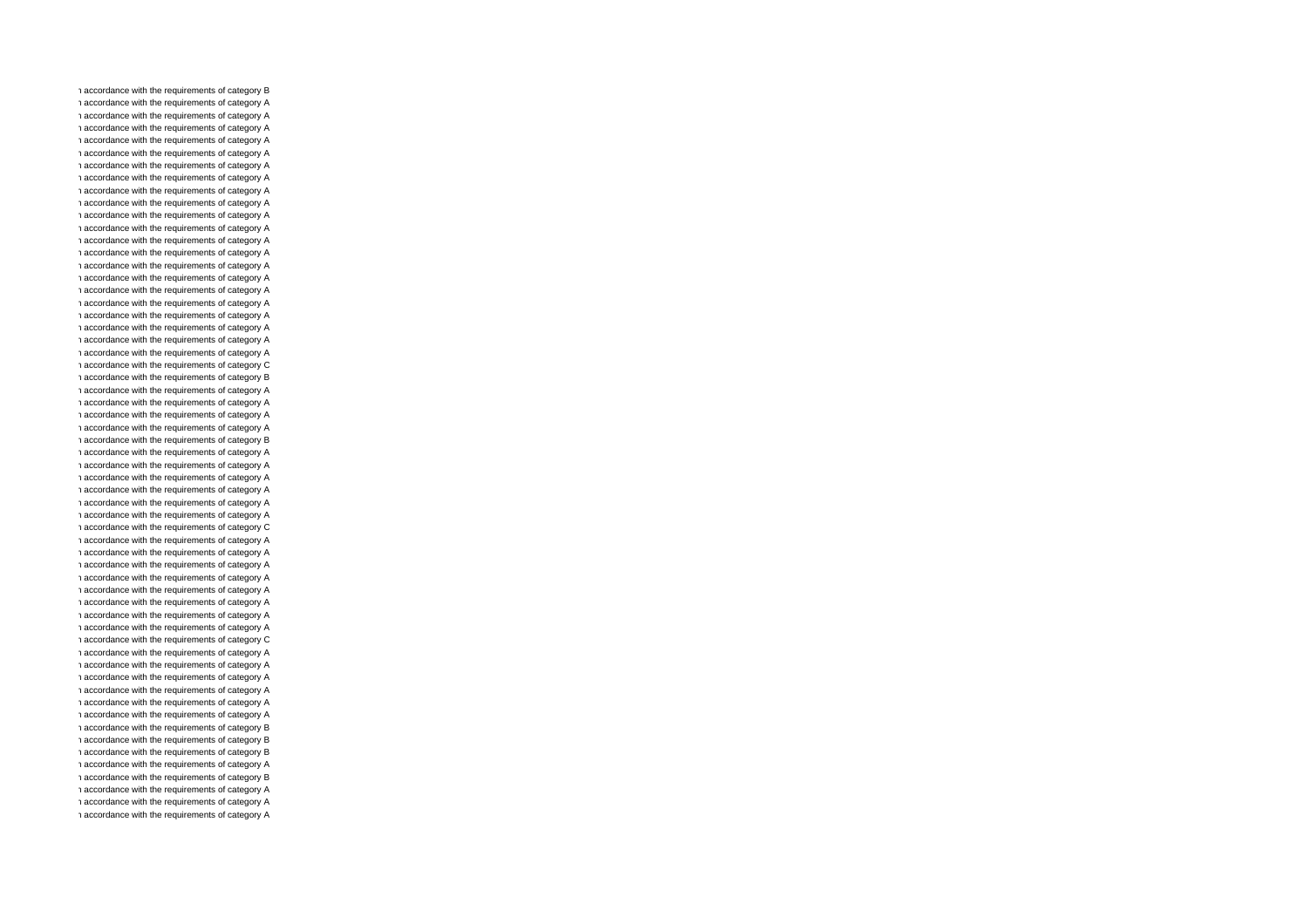n accordance with the requirements of category B
n accordance with the requirements of category A
n accordance with the requirements of category A
n accordance with the requirements of category A
n accordance with the requirements of category A
n accordance with the requirements of category A
n accordance with the requirements of category A
n accordance with the requirements of category A
n accordance with the requirements of category A
n accordance with the requirements of category A
n accordance with the requirements of category A
n accordance with the requirements of category A
n accordance with the requirements of category A
n accordance with the requirements of category A
n accordance with the requirements of category A
n accordance with the requirements of category A
n accordance with the requirements of category A
n accordance with the requirements of category A
n accordance with the requirements of category A
n accordance with the requirements of category A
n accordance with the requirements of category A
n accordance with the requirements of category A
n accordance with the requirements of category C
n accordance with the requirements of category B
n accordance with the requirements of category A
n accordance with the requirements of category A
n accordance with the requirements of category A
n accordance with the requirements of category A
n accordance with the requirements of category B
n accordance with the requirements of category A
n accordance with the requirements of category A
n accordance with the requirements of category A
n accordance with the requirements of category A
n accordance with the requirements of category A
n accordance with the requirements of category A
n accordance with the requirements of category C
n accordance with the requirements of category A
n accordance with the requirements of category A
n accordance with the requirements of category A
n accordance with the requirements of category A
n accordance with the requirements of category A
n accordance with the requirements of category A
n accordance with the requirements of category A
n accordance with the requirements of category A
n accordance with the requirements of category C
n accordance with the requirements of category A
n accordance with the requirements of category A
n accordance with the requirements of category A
n accordance with the requirements of category A
n accordance with the requirements of category A
n accordance with the requirements of category A
n accordance with the requirements of category B
n accordance with the requirements of category B
n accordance with the requirements of category B
n accordance with the requirements of category A
n accordance with the requirements of category B
n accordance with the requirements of category A
n accordance with the requirements of category A
n accordance with the requirements of category A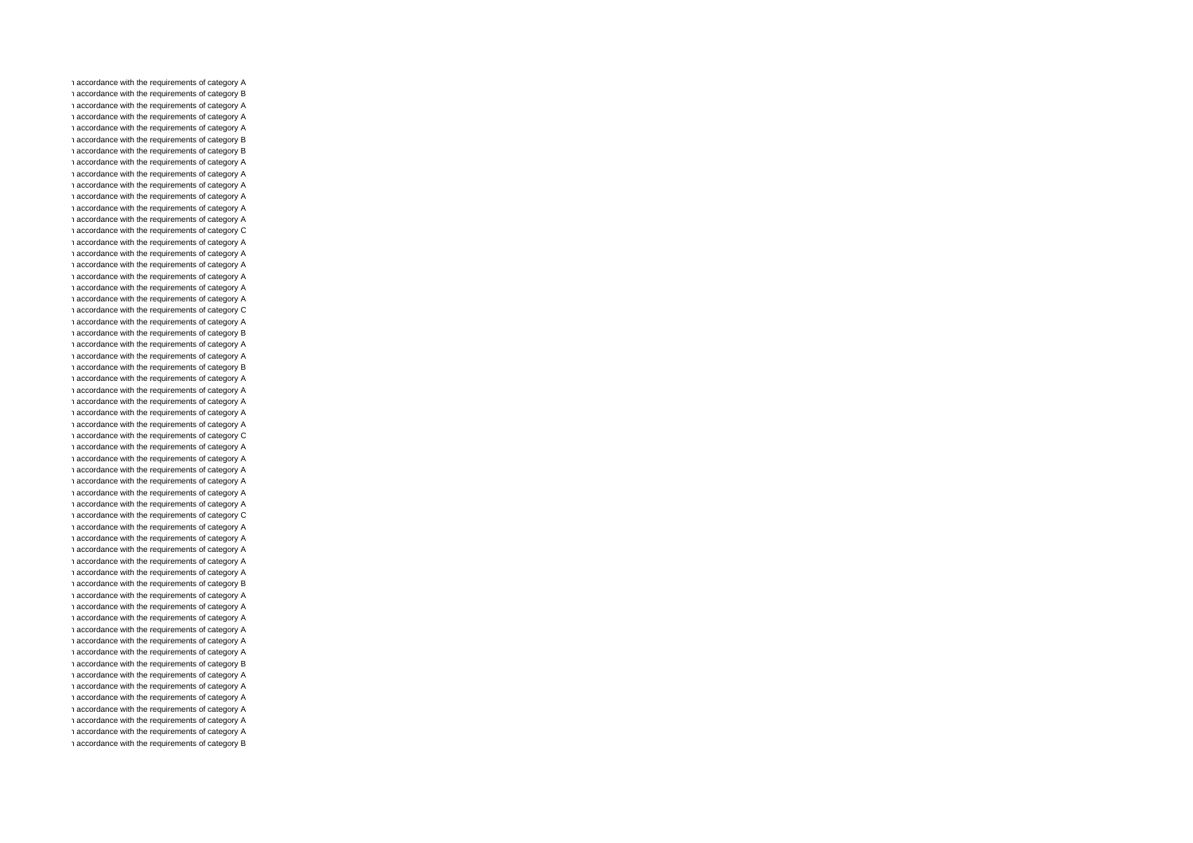ı accordance with the requirements of category A
ı accordance with the requirements of category B
ı accordance with the requirements of category A
ı accordance with the requirements of category A
ı accordance with the requirements of category A
ı accordance with the requirements of category B
ı accordance with the requirements of category B
ı accordance with the requirements of category A
ı accordance with the requirements of category A
ı accordance with the requirements of category A
ı accordance with the requirements of category A
ı accordance with the requirements of category A
ı accordance with the requirements of category A
ı accordance with the requirements of category C
ı accordance with the requirements of category A
ı accordance with the requirements of category A
ı accordance with the requirements of category A
ı accordance with the requirements of category A
ı accordance with the requirements of category A
ı accordance with the requirements of category A
ı accordance with the requirements of category C
ı accordance with the requirements of category A
ı accordance with the requirements of category B
ı accordance with the requirements of category A
ı accordance with the requirements of category A
ı accordance with the requirements of category B
ı accordance with the requirements of category A
ı accordance with the requirements of category A
ı accordance with the requirements of category A
ı accordance with the requirements of category A
ı accordance with the requirements of category A
ı accordance with the requirements of category C
ı accordance with the requirements of category A
ı accordance with the requirements of category A
ı accordance with the requirements of category A
ı accordance with the requirements of category A
ı accordance with the requirements of category A
ı accordance with the requirements of category A
ı accordance with the requirements of category C
ı accordance with the requirements of category A
ı accordance with the requirements of category A
ı accordance with the requirements of category A
ı accordance with the requirements of category A
ı accordance with the requirements of category A
ı accordance with the requirements of category B
ı accordance with the requirements of category A
ı accordance with the requirements of category A
ı accordance with the requirements of category A
ı accordance with the requirements of category A
ı accordance with the requirements of category A
ı accordance with the requirements of category A
ı accordance with the requirements of category B
ı accordance with the requirements of category A
ı accordance with the requirements of category A
ı accordance with the requirements of category A
ı accordance with the requirements of category A
ı accordance with the requirements of category A
ı accordance with the requirements of category A
ı accordance with the requirements of category B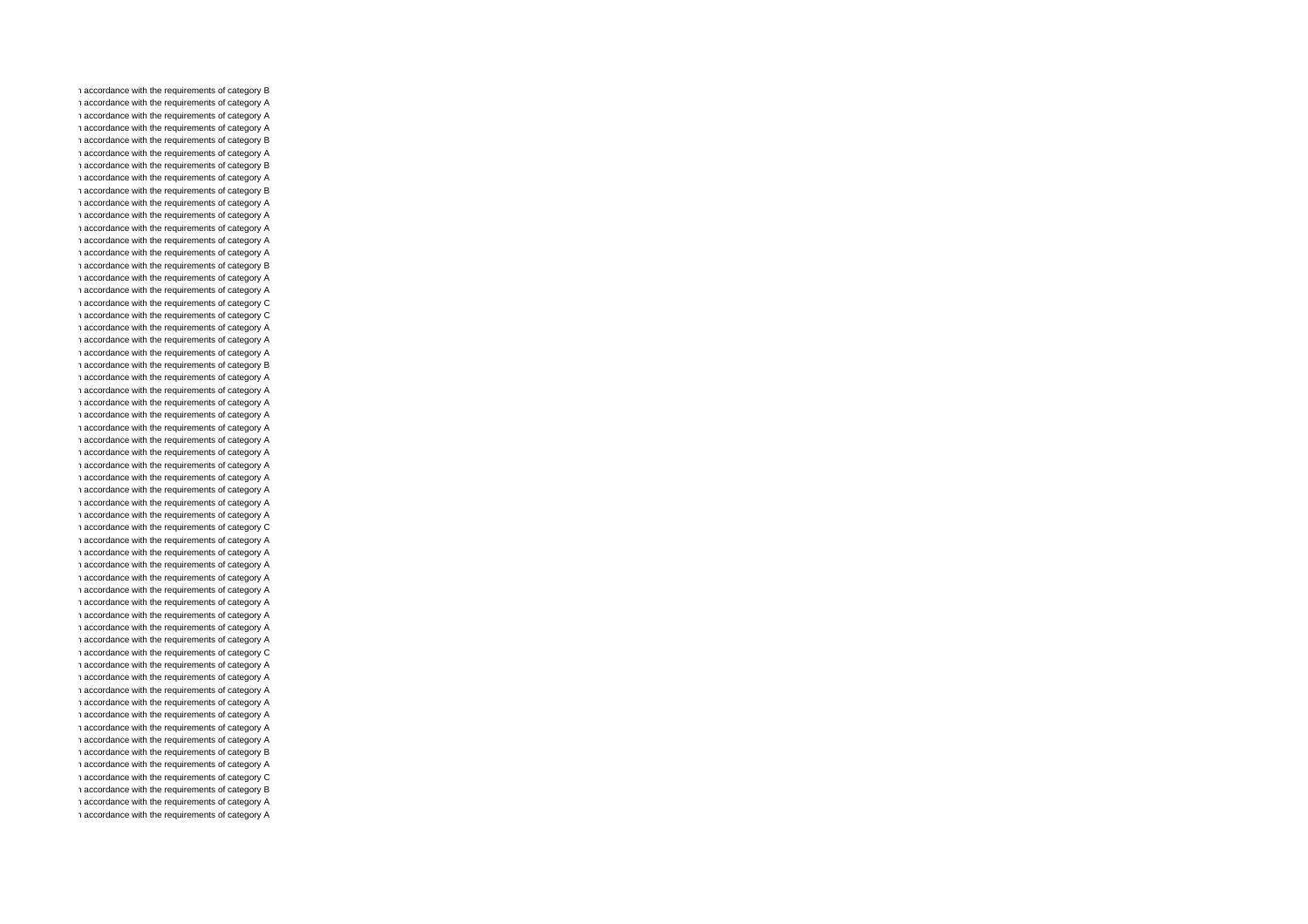n accordance with the requirements of category B
n accordance with the requirements of category A
n accordance with the requirements of category A
n accordance with the requirements of category A
n accordance with the requirements of category B
n accordance with the requirements of category A
n accordance with the requirements of category B
n accordance with the requirements of category A
n accordance with the requirements of category B
n accordance with the requirements of category A
n accordance with the requirements of category A
n accordance with the requirements of category A
n accordance with the requirements of category A
n accordance with the requirements of category A
n accordance with the requirements of category B
n accordance with the requirements of category A
n accordance with the requirements of category A
n accordance with the requirements of category C
n accordance with the requirements of category C
n accordance with the requirements of category A
n accordance with the requirements of category A
n accordance with the requirements of category A
n accordance with the requirements of category B
n accordance with the requirements of category A
n accordance with the requirements of category A
n accordance with the requirements of category A
n accordance with the requirements of category A
n accordance with the requirements of category A
n accordance with the requirements of category A
n accordance with the requirements of category A
n accordance with the requirements of category A
n accordance with the requirements of category A
n accordance with the requirements of category A
n accordance with the requirements of category A
n accordance with the requirements of category A
n accordance with the requirements of category A
n accordance with the requirements of category C
n accordance with the requirements of category A
n accordance with the requirements of category A
n accordance with the requirements of category A
n accordance with the requirements of category A
n accordance with the requirements of category A
n accordance with the requirements of category A
n accordance with the requirements of category A
n accordance with the requirements of category A
n accordance with the requirements of category A
n accordance with the requirements of category C
n accordance with the requirements of category A
n accordance with the requirements of category A
n accordance with the requirements of category A
n accordance with the requirements of category A
n accordance with the requirements of category A
n accordance with the requirements of category A
n accordance with the requirements of category A
n accordance with the requirements of category B
n accordance with the requirements of category A
n accordance with the requirements of category C
n accordance with the requirements of category B
n accordance with the requirements of category A
n accordance with the requirements of category A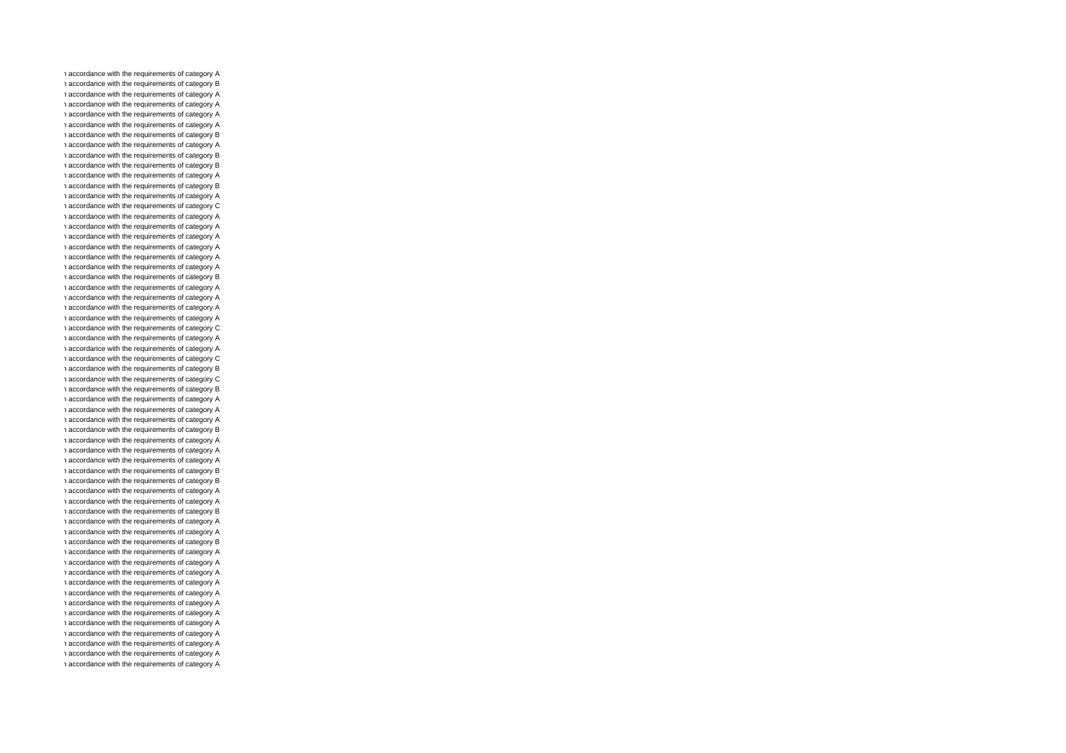ı accordance with the requirements of category A
ı accordance with the requirements of category B
ı accordance with the requirements of category A
ı accordance with the requirements of category A
ı accordance with the requirements of category A
ı accordance with the requirements of category A
ı accordance with the requirements of category B
ı accordance with the requirements of category A
ı accordance with the requirements of category B
ı accordance with the requirements of category B
ı accordance with the requirements of category A
ı accordance with the requirements of category B
ı accordance with the requirements of category A
ı accordance with the requirements of category C
ı accordance with the requirements of category A
ı accordance with the requirements of category A
ı accordance with the requirements of category A
ı accordance with the requirements of category A
ı accordance with the requirements of category A
ı accordance with the requirements of category A
ı accordance with the requirements of category B
ı accordance with the requirements of category A
ı accordance with the requirements of category A
ı accordance with the requirements of category A
ı accordance with the requirements of category A
ı accordance with the requirements of category C
ı accordance with the requirements of category A
ı accordance with the requirements of category A
ı accordance with the requirements of category C
ı accordance with the requirements of category B
ı accordance with the requirements of category C
ı accordance with the requirements of category B
ı accordance with the requirements of category A
ı accordance with the requirements of category A
ı accordance with the requirements of category A
ı accordance with the requirements of category B
ı accordance with the requirements of category A
ı accordance with the requirements of category A
ı accordance with the requirements of category A
ı accordance with the requirements of category B
ı accordance with the requirements of category B
ı accordance with the requirements of category A
ı accordance with the requirements of category A
ı accordance with the requirements of category B
ı accordance with the requirements of category A
ı accordance with the requirements of category A
ı accordance with the requirements of category B
ı accordance with the requirements of category A
ı accordance with the requirements of category A
ı accordance with the requirements of category A
ı accordance with the requirements of category A
ı accordance with the requirements of category A
ı accordance with the requirements of category A
ı accordance with the requirements of category A
ı accordance with the requirements of category A
ı accordance with the requirements of category A
ı accordance with the requirements of category A
ı accordance with the requirements of category A
ı accordance with the requirements of category A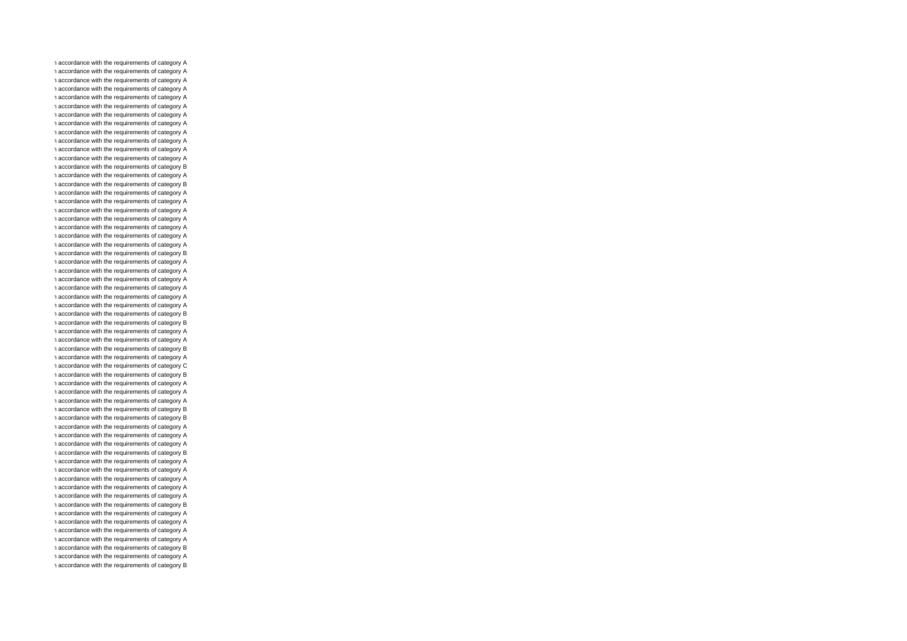n accordance with the requirements of category A
n accordance with the requirements of category A
n accordance with the requirements of category A
n accordance with the requirements of category A
n accordance with the requirements of category A
n accordance with the requirements of category A
n accordance with the requirements of category A
n accordance with the requirements of category A
n accordance with the requirements of category A
n accordance with the requirements of category A
n accordance with the requirements of category A
n accordance with the requirements of category A
n accordance with the requirements of category B
n accordance with the requirements of category A
n accordance with the requirements of category B
n accordance with the requirements of category A
n accordance with the requirements of category A
n accordance with the requirements of category A
n accordance with the requirements of category A
n accordance with the requirements of category A
n accordance with the requirements of category A
n accordance with the requirements of category A
n accordance with the requirements of category B
n accordance with the requirements of category A
n accordance with the requirements of category A
n accordance with the requirements of category A
n accordance with the requirements of category A
n accordance with the requirements of category A
n accordance with the requirements of category A
n accordance with the requirements of category B
n accordance with the requirements of category B
n accordance with the requirements of category A
n accordance with the requirements of category A
n accordance with the requirements of category B
n accordance with the requirements of category A
n accordance with the requirements of category C
n accordance with the requirements of category B
n accordance with the requirements of category A
n accordance with the requirements of category A
n accordance with the requirements of category A
n accordance with the requirements of category B
n accordance with the requirements of category B
n accordance with the requirements of category A
n accordance with the requirements of category A
n accordance with the requirements of category A
n accordance with the requirements of category B
n accordance with the requirements of category A
n accordance with the requirements of category A
n accordance with the requirements of category A
n accordance with the requirements of category A
n accordance with the requirements of category A
n accordance with the requirements of category B
n accordance with the requirements of category A
n accordance with the requirements of category A
n accordance with the requirements of category A
n accordance with the requirements of category A
n accordance with the requirements of category B
n accordance with the requirements of category A
n accordance with the requirements of category B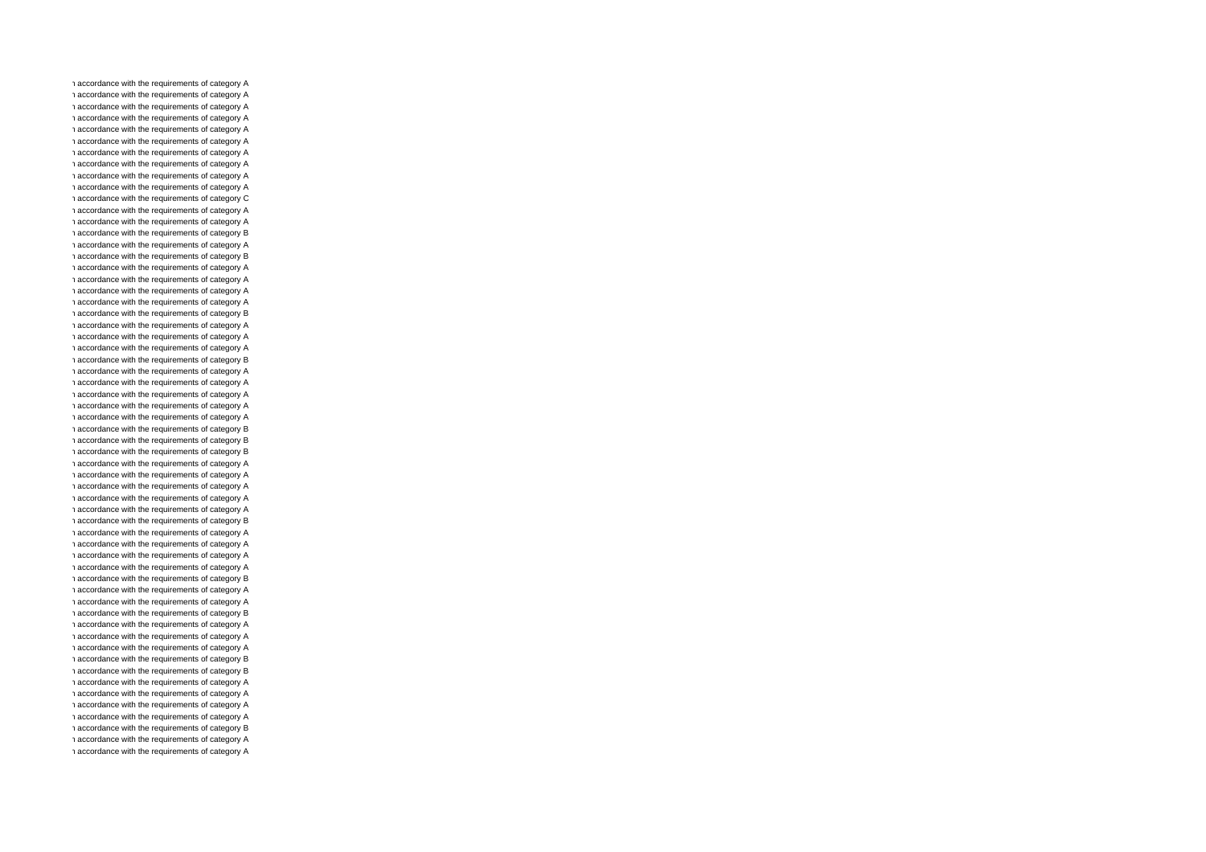ι accordance with the requirements of category A
ι accordance with the requirements of category A
ι accordance with the requirements of category A
ι accordance with the requirements of category A
ι accordance with the requirements of category A
ι accordance with the requirements of category A
ι accordance with the requirements of category A
ι accordance with the requirements of category A
ι accordance with the requirements of category A
ι accordance with the requirements of category A
ι accordance with the requirements of category C
ι accordance with the requirements of category A
ι accordance with the requirements of category A
ι accordance with the requirements of category B
ι accordance with the requirements of category A
ι accordance with the requirements of category B
ι accordance with the requirements of category A
ι accordance with the requirements of category A
ι accordance with the requirements of category A
ι accordance with the requirements of category A
ι accordance with the requirements of category B
ι accordance with the requirements of category A
ι accordance with the requirements of category A
ι accordance with the requirements of category A
ι accordance with the requirements of category B
ι accordance with the requirements of category A
ι accordance with the requirements of category A
ι accordance with the requirements of category A
ι accordance with the requirements of category A
ι accordance with the requirements of category A
ι accordance with the requirements of category B
ι accordance with the requirements of category B
ι accordance with the requirements of category B
ι accordance with the requirements of category A
ι accordance with the requirements of category A
ι accordance with the requirements of category A
ι accordance with the requirements of category A
ι accordance with the requirements of category A
ι accordance with the requirements of category B
ι accordance with the requirements of category A
ι accordance with the requirements of category A
ι accordance with the requirements of category A
ι accordance with the requirements of category A
ι accordance with the requirements of category B
ι accordance with the requirements of category A
ι accordance with the requirements of category A
ι accordance with the requirements of category B
ι accordance with the requirements of category A
ι accordance with the requirements of category A
ι accordance with the requirements of category A
ι accordance with the requirements of category B
ι accordance with the requirements of category B
ι accordance with the requirements of category A
ι accordance with the requirements of category A
ι accordance with the requirements of category A
ι accordance with the requirements of category A
ι accordance with the requirements of category B
ι accordance with the requirements of category A
ι accordance with the requirements of category A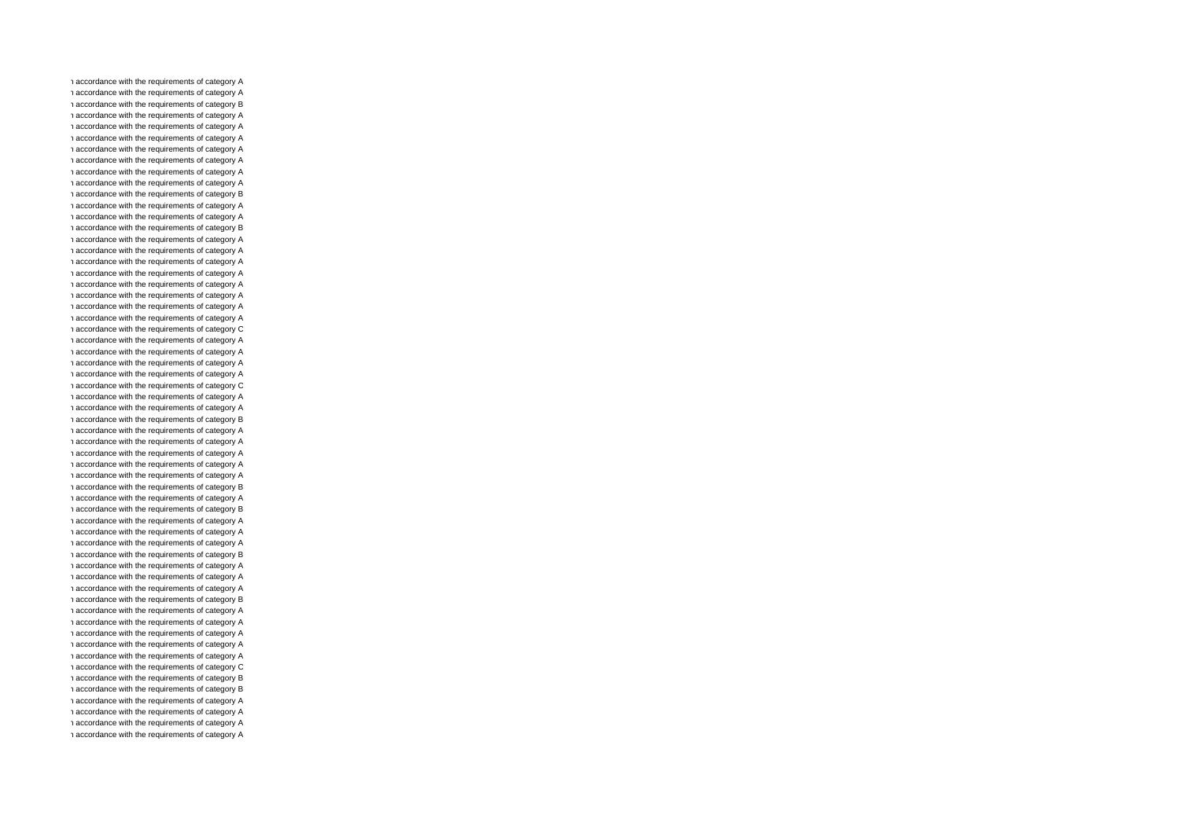ı accordance with the requirements of category A
ı accordance with the requirements of category A
ı accordance with the requirements of category B
ı accordance with the requirements of category A
ı accordance with the requirements of category A
ı accordance with the requirements of category A
ı accordance with the requirements of category A
ı accordance with the requirements of category A
ı accordance with the requirements of category A
ı accordance with the requirements of category A
ı accordance with the requirements of category B
ı accordance with the requirements of category A
ı accordance with the requirements of category A
ı accordance with the requirements of category B
ı accordance with the requirements of category A
ı accordance with the requirements of category A
ı accordance with the requirements of category A
ı accordance with the requirements of category A
ı accordance with the requirements of category A
ı accordance with the requirements of category A
ı accordance with the requirements of category A
ı accordance with the requirements of category A
ı accordance with the requirements of category C
ı accordance with the requirements of category A
ı accordance with the requirements of category A
ı accordance with the requirements of category A
ı accordance with the requirements of category A
ı accordance with the requirements of category C
ı accordance with the requirements of category A
ı accordance with the requirements of category A
ı accordance with the requirements of category B
ı accordance with the requirements of category A
ı accordance with the requirements of category A
ı accordance with the requirements of category A
ı accordance with the requirements of category A
ı accordance with the requirements of category A
ı accordance with the requirements of category B
ı accordance with the requirements of category A
ı accordance with the requirements of category B
ı accordance with the requirements of category A
ı accordance with the requirements of category A
ı accordance with the requirements of category A
ı accordance with the requirements of category B
ı accordance with the requirements of category A
ı accordance with the requirements of category A
ı accordance with the requirements of category A
ı accordance with the requirements of category B
ı accordance with the requirements of category A
ı accordance with the requirements of category A
ı accordance with the requirements of category A
ı accordance with the requirements of category A
ı accordance with the requirements of category A
ı accordance with the requirements of category C
ı accordance with the requirements of category B
ı accordance with the requirements of category B
ı accordance with the requirements of category A
ı accordance with the requirements of category A
ı accordance with the requirements of category A
ı accordance with the requirements of category A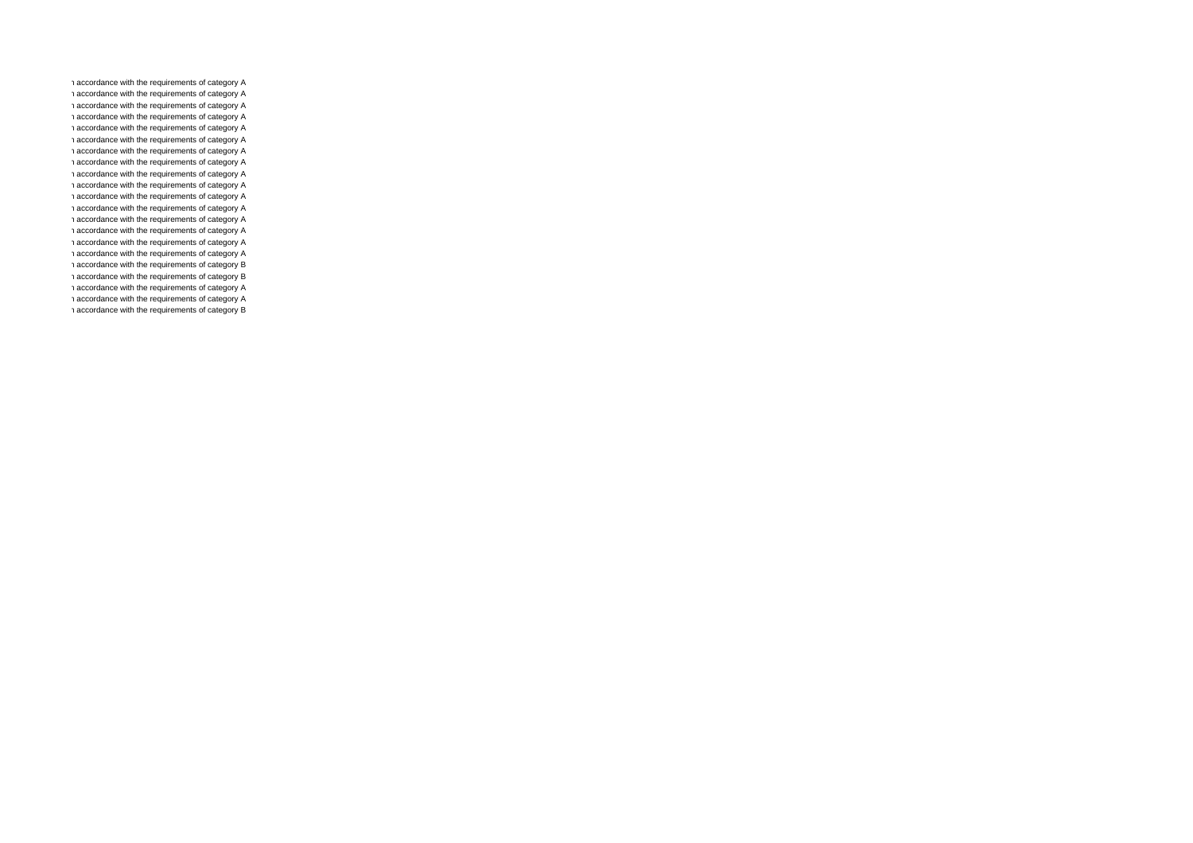ı accordance with the requirements of category A
ı accordance with the requirements of category A
ı accordance with the requirements of category A
ı accordance with the requirements of category A
ı accordance with the requirements of category A
ı accordance with the requirements of category A
ı accordance with the requirements of category A
ı accordance with the requirements of category A
ı accordance with the requirements of category A
ı accordance with the requirements of category A
ı accordance with the requirements of category A
ı accordance with the requirements of category A
ı accordance with the requirements of category A
ı accordance with the requirements of category A
ı accordance with the requirements of category A
ı accordance with the requirements of category A
ı accordance with the requirements of category B
ı accordance with the requirements of category B
ı accordance with the requirements of category A
ı accordance with the requirements of category A
ı accordance with the requirements of category B